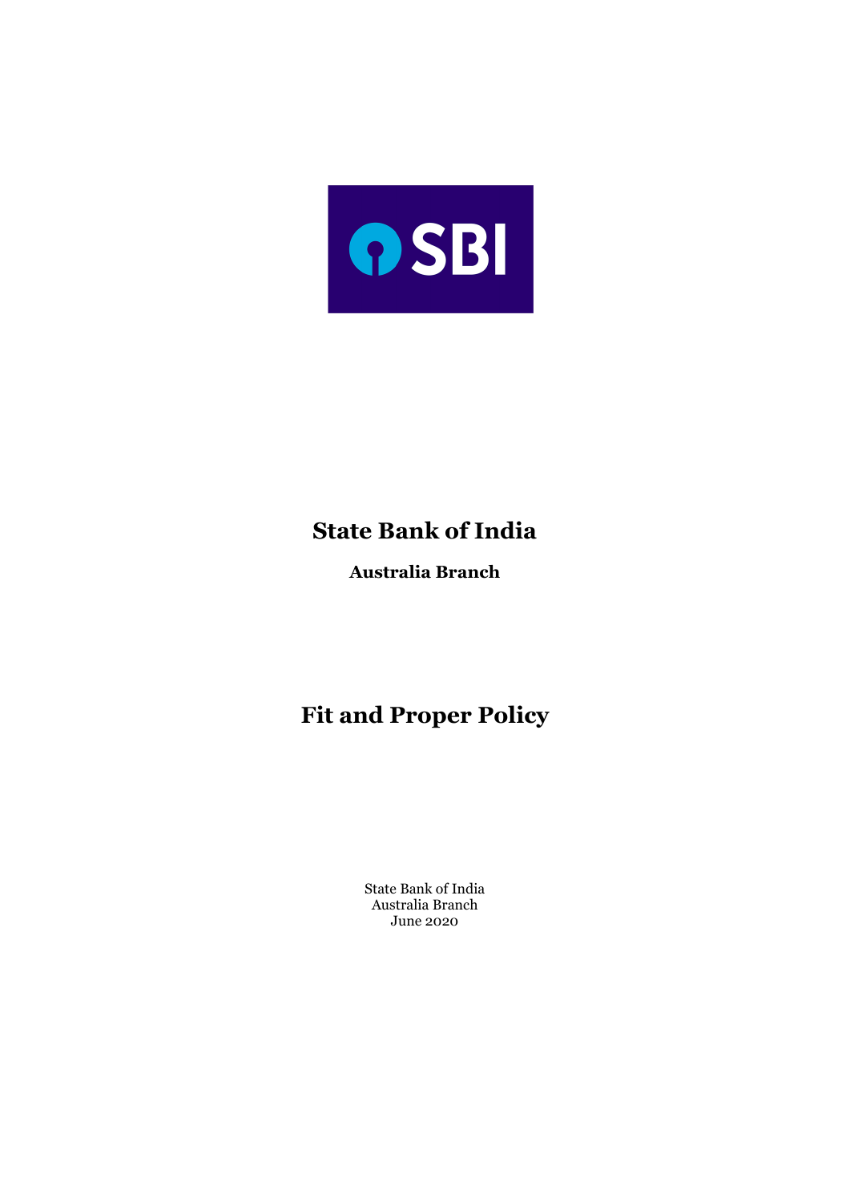# State Bank of India

**Australia Branch**

# Fit and Proper Policy

State Bank of India
Australia Branch
June 2020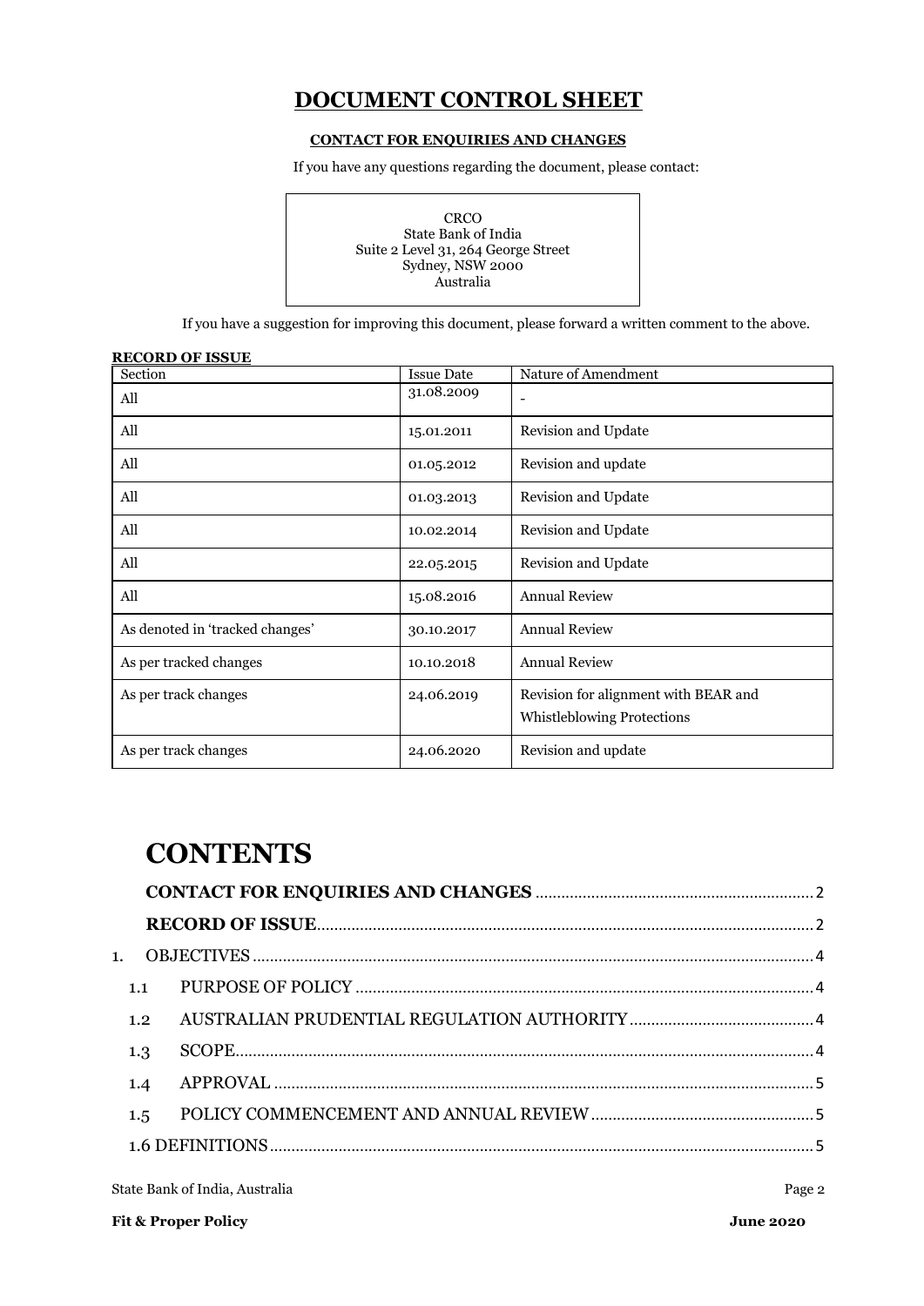# DOCUMENT CONTROL SHEET

## CONTACT FOR ENQUIRIES AND CHANGES

If you have any questions regarding the document, please contact:

CRCO
State Bank of India
Suite 2 Level 31, 264 George Street
Sydney, NSW 2000
Australia

If you have a suggestion for improving this document, please forward a written comment to the above.

**RECORD OF ISSUE**

| Section | Issue Date | Nature of Amendment |
|---|---|---|
| All | 31.08.2009 | - |
| All | 15.01.2011 | Revision and Update |
| All | 01.05.2012 | Revision and update |
| All | 01.03.2013 | Revision and Update |
| All | 10.02.2014 | Revision and Update |
| All | 22.05.2015 | Revision and Update |
| All | 15.08.2016 | Annual Review |
| As denoted in 'tracked changes' | 30.10.2017 | Annual Review |
| As per tracked changes | 10.10.2018 | Annual Review |
| As per track changes | 24.06.2019 | Revision for alignment with BEAR and Whistleblowing Protections |
| As per track changes | 24.06.2020 | Revision and update |

# CONTENTS

**CONTACT FOR ENQUIRIES AND CHANGES** .......... 2

**RECORD OF ISSUE** .......... 2

1. OBJECTIVES .......... 4
   - 1.1 PURPOSE OF POLICY .......... 4
   - 1.2 AUSTRALIAN PRUDENTIAL REGULATION AUTHORITY .......... 4
   - 1.3 SCOPE .......... 4
   - 1.4 APPROVAL .......... 5
   - 1.5 POLICY COMMENCEMENT AND ANNUAL REVIEW .......... 5
   - 1.6 DEFINITIONS .......... 5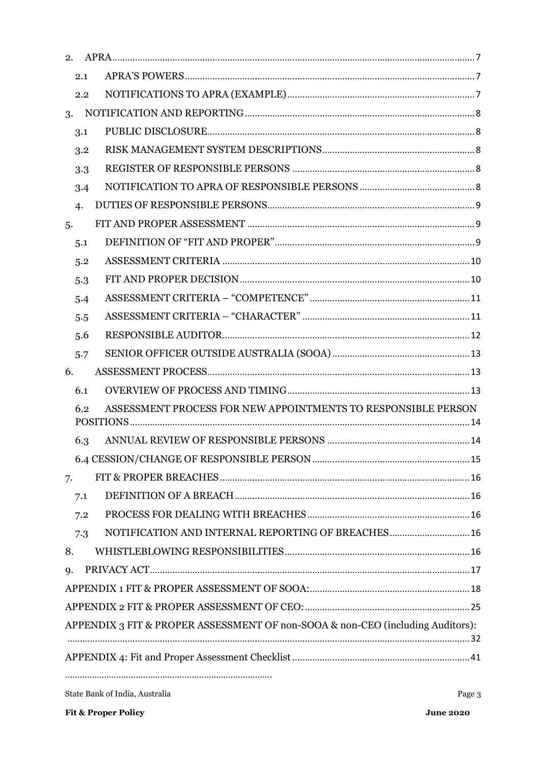2. APRA ..... 7

2.1 APRA'S POWERS ..... 7

2.2 NOTIFICATIONS TO APRA (EXAMPLE) ..... 7

3. NOTIFICATION AND REPORTING ..... 8

3.1 PUBLIC DISCLOSURE ..... 8

3.2 RISK MANAGEMENT SYSTEM DESCRIPTIONS ..... 8

3.3 REGISTER OF RESPONSIBLE PERSONS ..... 8

3.4 NOTIFICATION TO APRA OF RESPONSIBLE PERSONS ..... 8

4. DUTIES OF RESPONSIBLE PERSONS ..... 9

5. FIT AND PROPER ASSESSMENT ..... 9

5.1 DEFINITION OF "FIT AND PROPER" ..... 9

5.2 ASSESSMENT CRITERIA ..... 10

5.3 FIT AND PROPER DECISION ..... 10

5.4 ASSESSMENT CRITERIA – "COMPETENCE" ..... 11

5.5 ASSESSMENT CRITERIA – "CHARACTER" ..... 11

5.6 RESPONSIBLE AUDITOR ..... 12

5.7 SENIOR OFFICER OUTSIDE AUSTRALIA (SOOA) ..... 13

6. ASSESSMENT PROCESS ..... 13

6.1 OVERVIEW OF PROCESS AND TIMING ..... 13

6.2 ASSESSMENT PROCESS FOR NEW APPOINTMENTS TO RESPONSIBLE PERSON POSITIONS ..... 14

6.3 ANNUAL REVIEW OF RESPONSIBLE PERSONS ..... 14

6.4 CESSION/CHANGE OF RESPONSIBLE PERSON ..... 15

7. FIT & PROPER BREACHES ..... 16

7.1 DEFINITION OF A BREACH ..... 16

7.2 PROCESS FOR DEALING WITH BREACHES ..... 16

7.3 NOTIFICATION AND INTERNAL REPORTING OF BREACHES ..... 16

8. WHISTLEBLOWING RESPONSIBILITIES ..... 16

9. PRIVACY ACT ..... 17

APPENDIX 1 FIT & PROPER ASSESSMENT OF SOOA: ..... 18

APPENDIX 2 FIT & PROPER ASSESSMENT OF CEO: ..... 25

APPENDIX 3 FIT & PROPER ASSESSMENT OF non-SOOA & non-CEO (including Auditors): ..... 32

APPENDIX 4: Fit and Proper Assessment Checklist ..... 41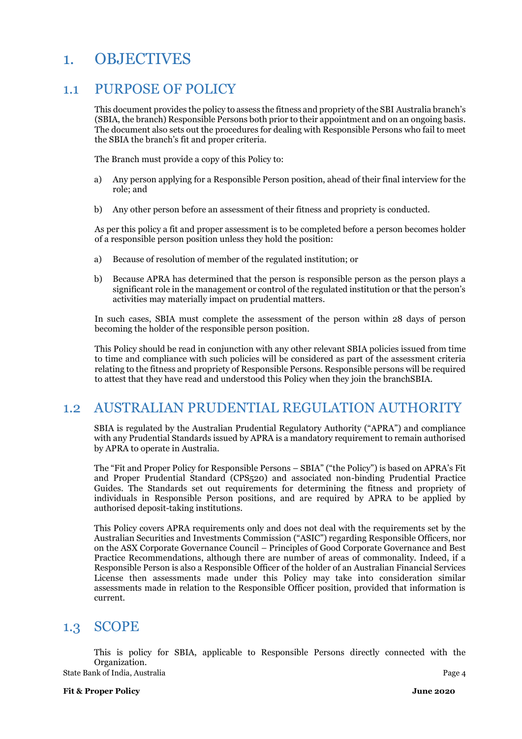# 1. OBJECTIVES

## 1.1 PURPOSE OF POLICY

This document provides the policy to assess the fitness and propriety of the SBI Australia branch's (SBIA, the branch) Responsible Persons both prior to their appointment and on an ongoing basis. The document also sets out the procedures for dealing with Responsible Persons who fail to meet the SBIA the branch's fit and proper criteria.

The Branch must provide a copy of this Policy to:

a) Any person applying for a Responsible Person position, ahead of their final interview for the role; and

b) Any other person before an assessment of their fitness and propriety is conducted.

As per this policy a fit and proper assessment is to be completed before a person becomes holder of a responsible person position unless they hold the position:

a) Because of resolution of member of the regulated institution; or

b) Because APRA has determined that the person is responsible person as the person plays a significant role in the management or control of the regulated institution or that the person's activities may materially impact on prudential matters.

In such cases, SBIA must complete the assessment of the person within 28 days of person becoming the holder of the responsible person position.

This Policy should be read in conjunction with any other relevant SBIA policies issued from time to time and compliance with such policies will be considered as part of the assessment criteria relating to the fitness and propriety of Responsible Persons. Responsible persons will be required to attest that they have read and understood this Policy when they join the branchSBIA.

## 1.2 AUSTRALIAN PRUDENTIAL REGULATION AUTHORITY

SBIA is regulated by the Australian Prudential Regulatory Authority ("APRA") and compliance with any Prudential Standards issued by APRA is a mandatory requirement to remain authorised by APRA to operate in Australia.

The "Fit and Proper Policy for Responsible Persons – SBIA" ("the Policy") is based on APRA's Fit and Proper Prudential Standard (CPS520) and associated non-binding Prudential Practice Guides. The Standards set out requirements for determining the fitness and propriety of individuals in Responsible Person positions, and are required by APRA to be applied by authorised deposit-taking institutions.

This Policy covers APRA requirements only and does not deal with the requirements set by the Australian Securities and Investments Commission ("ASIC") regarding Responsible Officers, nor on the ASX Corporate Governance Council – Principles of Good Corporate Governance and Best Practice Recommendations, although there are number of areas of commonality. Indeed, if a Responsible Person is also a Responsible Officer of the holder of an Australian Financial Services License then assessments made under this Policy may take into consideration similar assessments made in relation to the Responsible Officer position, provided that information is current.

## 1.3 SCOPE

This is policy for SBIA, applicable to Responsible Persons directly connected with the Organization.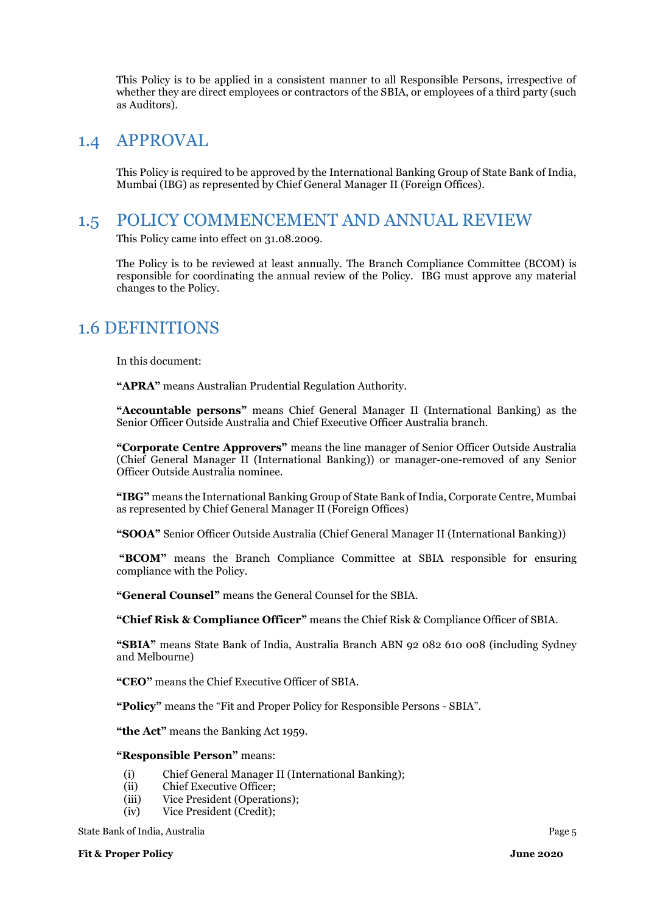This Policy is to be applied in a consistent manner to all Responsible Persons, irrespective of whether they are direct employees or contractors of the SBIA, or employees of a third party (such as Auditors).

## 1.4 APPROVAL

This Policy is required to be approved by the International Banking Group of State Bank of India, Mumbai (IBG) as represented by Chief General Manager II (Foreign Offices).

## 1.5 POLICY COMMENCEMENT AND ANNUAL REVIEW

This Policy came into effect on 31.08.2009.

The Policy is to be reviewed at least annually. The Branch Compliance Committee (BCOM) is responsible for coordinating the annual review of the Policy. IBG must approve any material changes to the Policy.

## 1.6 DEFINITIONS

In this document:

**"APRA"** means Australian Prudential Regulation Authority.

**"Accountable persons"** means Chief General Manager II (International Banking) as the Senior Officer Outside Australia and Chief Executive Officer Australia branch.

**"Corporate Centre Approvers"** means the line manager of Senior Officer Outside Australia (Chief General Manager II (International Banking)) or manager-one-removed of any Senior Officer Outside Australia nominee.

**"IBG"** means the International Banking Group of State Bank of India, Corporate Centre, Mumbai as represented by Chief General Manager II (Foreign Offices)

**"SOOA"** Senior Officer Outside Australia (Chief General Manager II (International Banking))

**"BCOM"** means the Branch Compliance Committee at SBIA responsible for ensuring compliance with the Policy.

**"General Counsel"** means the General Counsel for the SBIA.

**"Chief Risk & Compliance Officer"** means the Chief Risk & Compliance Officer of SBIA.

**"SBIA"** means State Bank of India, Australia Branch ABN 92 082 610 008 (including Sydney and Melbourne)

**"CEO"** means the Chief Executive Officer of SBIA.

**"Policy"** means the "Fit and Proper Policy for Responsible Persons - SBIA".

**"the Act"** means the Banking Act 1959.

**"Responsible Person"** means:

- (i) Chief General Manager II (International Banking);
- (ii) Chief Executive Officer;
- (iii) Vice President (Operations);
- (iv) Vice President (Credit);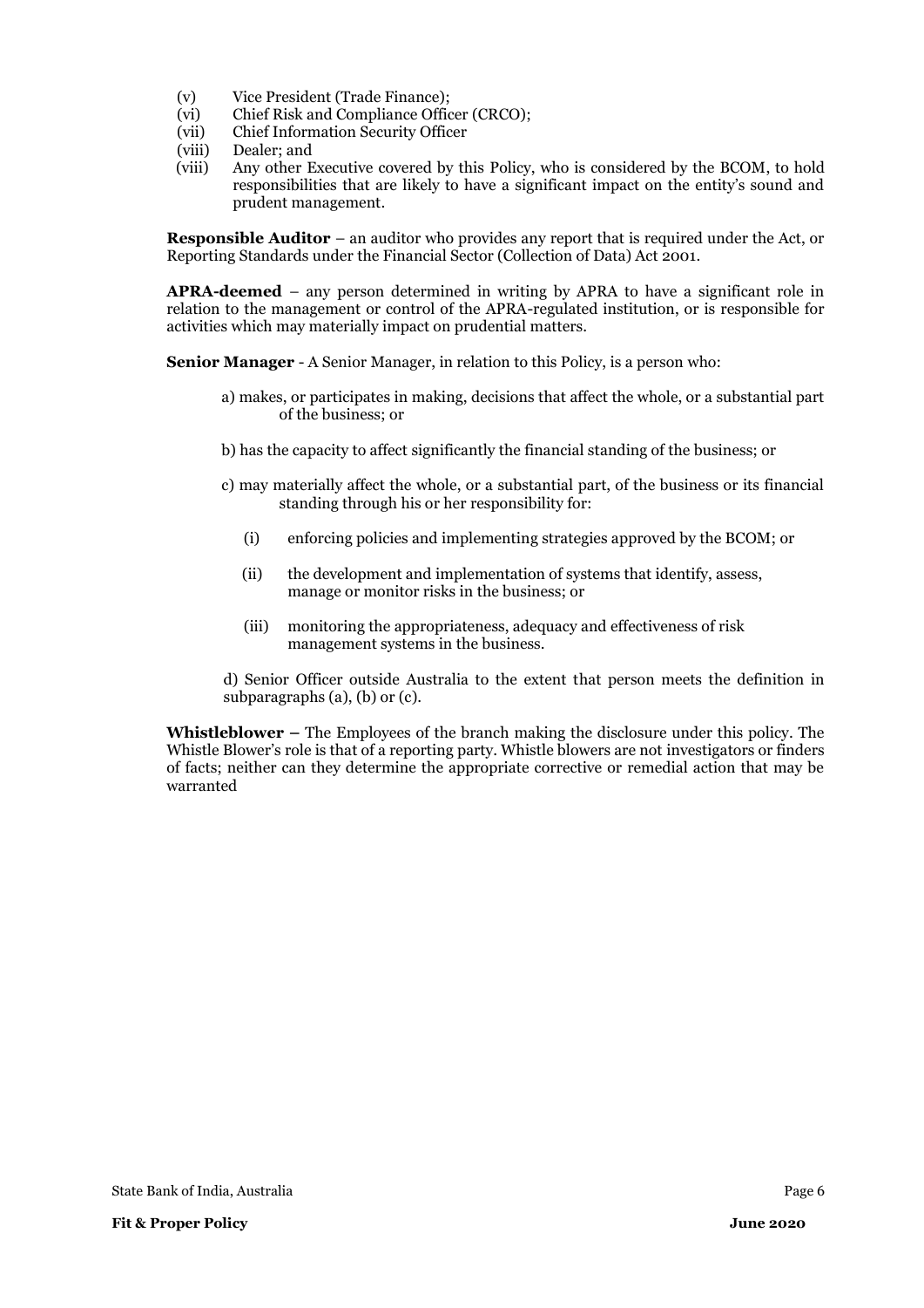(v) Vice President (Trade Finance);
(vi) Chief Risk and Compliance Officer (CRCO);
(vii) Chief Information Security Officer
(viii) Dealer; and
(viii) Any other Executive covered by this Policy, who is considered by the BCOM, to hold responsibilities that are likely to have a significant impact on the entity's sound and prudent management.

**Responsible Auditor** – an auditor who provides any report that is required under the Act, or Reporting Standards under the Financial Sector (Collection of Data) Act 2001.

**APRA-deemed** – any person determined in writing by APRA to have a significant role in relation to the management or control of the APRA-regulated institution, or is responsible for activities which may materially impact on prudential matters.

**Senior Manager** - A Senior Manager, in relation to this Policy, is a person who:

a) makes, or participates in making, decisions that affect the whole, or a substantial part of the business; or

b) has the capacity to affect significantly the financial standing of the business; or

c) may materially affect the whole, or a substantial part, of the business or its financial standing through his or her responsibility for:

(i) enforcing policies and implementing strategies approved by the BCOM; or

(ii) the development and implementation of systems that identify, assess, manage or monitor risks in the business; or

(iii) monitoring the appropriateness, adequacy and effectiveness of risk management systems in the business.

d) Senior Officer outside Australia to the extent that person meets the definition in subparagraphs (a), (b) or (c).

**Whistleblower –** The Employees of the branch making the disclosure under this policy. The Whistle Blower's role is that of a reporting party. Whistle blowers are not investigators or finders of facts; neither can they determine the appropriate corrective or remedial action that may be warranted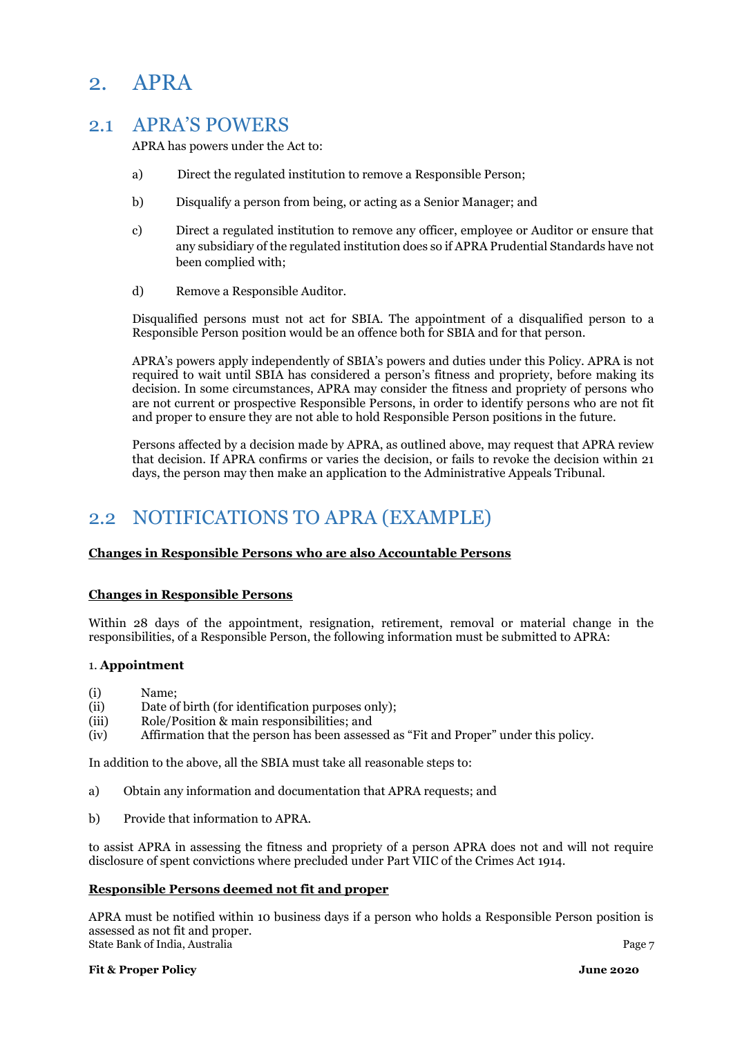# 2. APRA

## 2.1 APRA'S POWERS

APRA has powers under the Act to:

a) Direct the regulated institution to remove a Responsible Person;

b) Disqualify a person from being, or acting as a Senior Manager; and

c) Direct a regulated institution to remove any officer, employee or Auditor or ensure that any subsidiary of the regulated institution does so if APRA Prudential Standards have not been complied with;

d) Remove a Responsible Auditor.

Disqualified persons must not act for SBIA. The appointment of a disqualified person to a Responsible Person position would be an offence both for SBIA and for that person.

APRA's powers apply independently of SBIA's powers and duties under this Policy. APRA is not required to wait until SBIA has considered a person's fitness and propriety, before making its decision. In some circumstances, APRA may consider the fitness and propriety of persons who are not current or prospective Responsible Persons, in order to identify persons who are not fit and proper to ensure they are not able to hold Responsible Person positions in the future.

Persons affected by a decision made by APRA, as outlined above, may request that APRA review that decision. If APRA confirms or varies the decision, or fails to revoke the decision within 21 days, the person may then make an application to the Administrative Appeals Tribunal.

## 2.2 NOTIFICATIONS TO APRA (EXAMPLE)

**Changes in Responsible Persons who are also Accountable Persons**

**Changes in Responsible Persons**

Within 28 days of the appointment, resignation, retirement, removal or material change in the responsibilities, of a Responsible Person, the following information must be submitted to APRA:

1. **Appointment**

(i) Name;
(ii) Date of birth (for identification purposes only);
(iii) Role/Position & main responsibilities; and
(iv) Affirmation that the person has been assessed as "Fit and Proper" under this policy.

In addition to the above, all the SBIA must take all reasonable steps to:

a) Obtain any information and documentation that APRA requests; and

b) Provide that information to APRA.

to assist APRA in assessing the fitness and propriety of a person APRA does not and will not require disclosure of spent convictions where precluded under Part VIIC of the Crimes Act 1914.

**Responsible Persons deemed not fit and proper**

APRA must be notified within 10 business days if a person who holds a Responsible Person position is assessed as not fit and proper.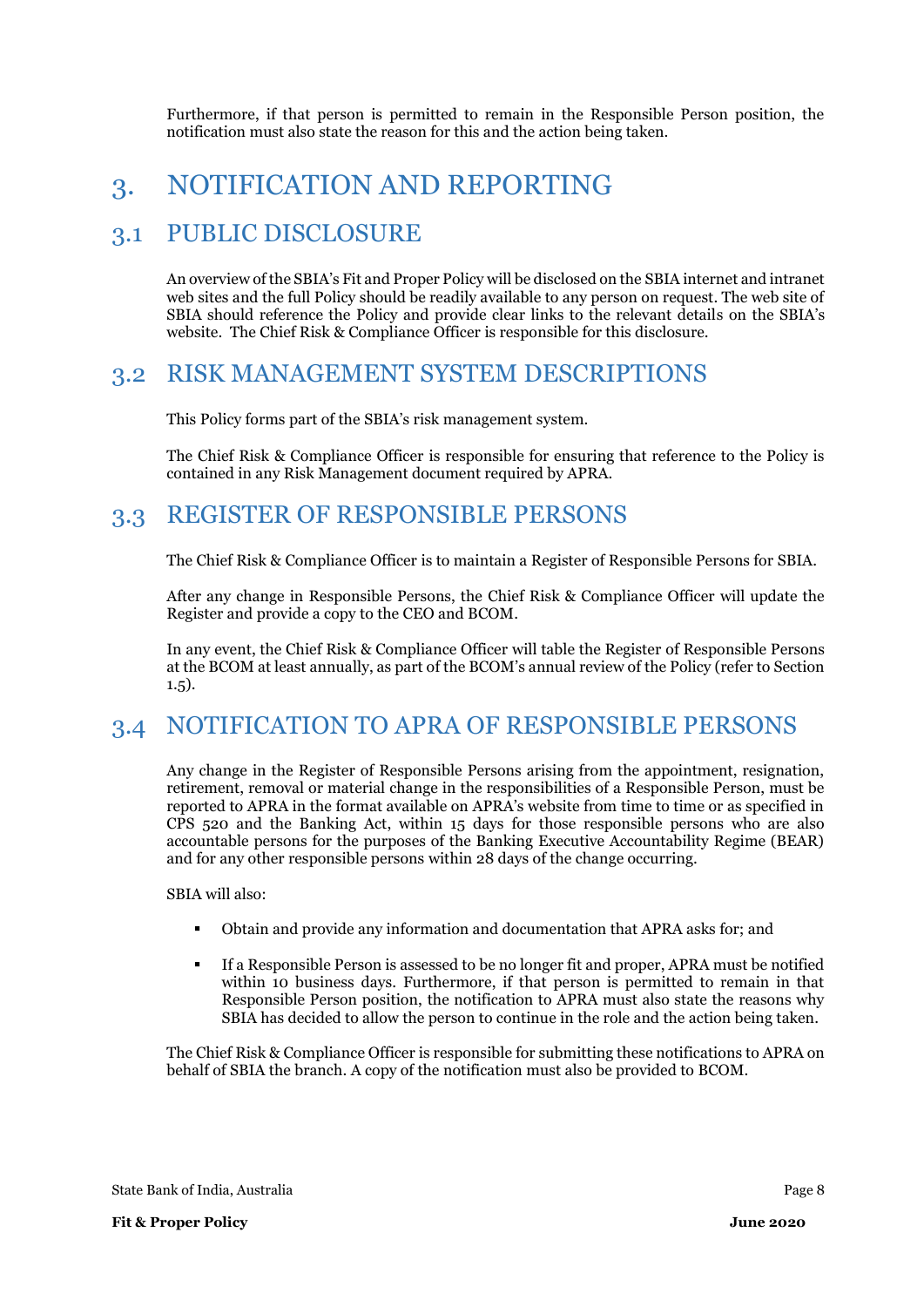Furthermore, if that person is permitted to remain in the Responsible Person position, the notification must also state the reason for this and the action being taken.

# 3. NOTIFICATION AND REPORTING

## 3.1 PUBLIC DISCLOSURE

An overview of the SBIA's Fit and Proper Policy will be disclosed on the SBIA internet and intranet web sites and the full Policy should be readily available to any person on request. The web site of SBIA should reference the Policy and provide clear links to the relevant details on the SBIA's website. The Chief Risk & Compliance Officer is responsible for this disclosure.

## 3.2 RISK MANAGEMENT SYSTEM DESCRIPTIONS

This Policy forms part of the SBIA's risk management system.

The Chief Risk & Compliance Officer is responsible for ensuring that reference to the Policy is contained in any Risk Management document required by APRA.

## 3.3 REGISTER OF RESPONSIBLE PERSONS

The Chief Risk & Compliance Officer is to maintain a Register of Responsible Persons for SBIA.

After any change in Responsible Persons, the Chief Risk & Compliance Officer will update the Register and provide a copy to the CEO and BCOM.

In any event, the Chief Risk & Compliance Officer will table the Register of Responsible Persons at the BCOM at least annually, as part of the BCOM's annual review of the Policy (refer to Section 1.5).

## 3.4 NOTIFICATION TO APRA OF RESPONSIBLE PERSONS

Any change in the Register of Responsible Persons arising from the appointment, resignation, retirement, removal or material change in the responsibilities of a Responsible Person, must be reported to APRA in the format available on APRA's website from time to time or as specified in CPS 520 and the Banking Act, within 15 days for those responsible persons who are also accountable persons for the purposes of the Banking Executive Accountability Regime (BEAR) and for any other responsible persons within 28 days of the change occurring.

SBIA will also:

- Obtain and provide any information and documentation that APRA asks for; and
- If a Responsible Person is assessed to be no longer fit and proper, APRA must be notified within 10 business days. Furthermore, if that person is permitted to remain in that Responsible Person position, the notification to APRA must also state the reasons why SBIA has decided to allow the person to continue in the role and the action being taken.

The Chief Risk & Compliance Officer is responsible for submitting these notifications to APRA on behalf of SBIA the branch. A copy of the notification must also be provided to BCOM.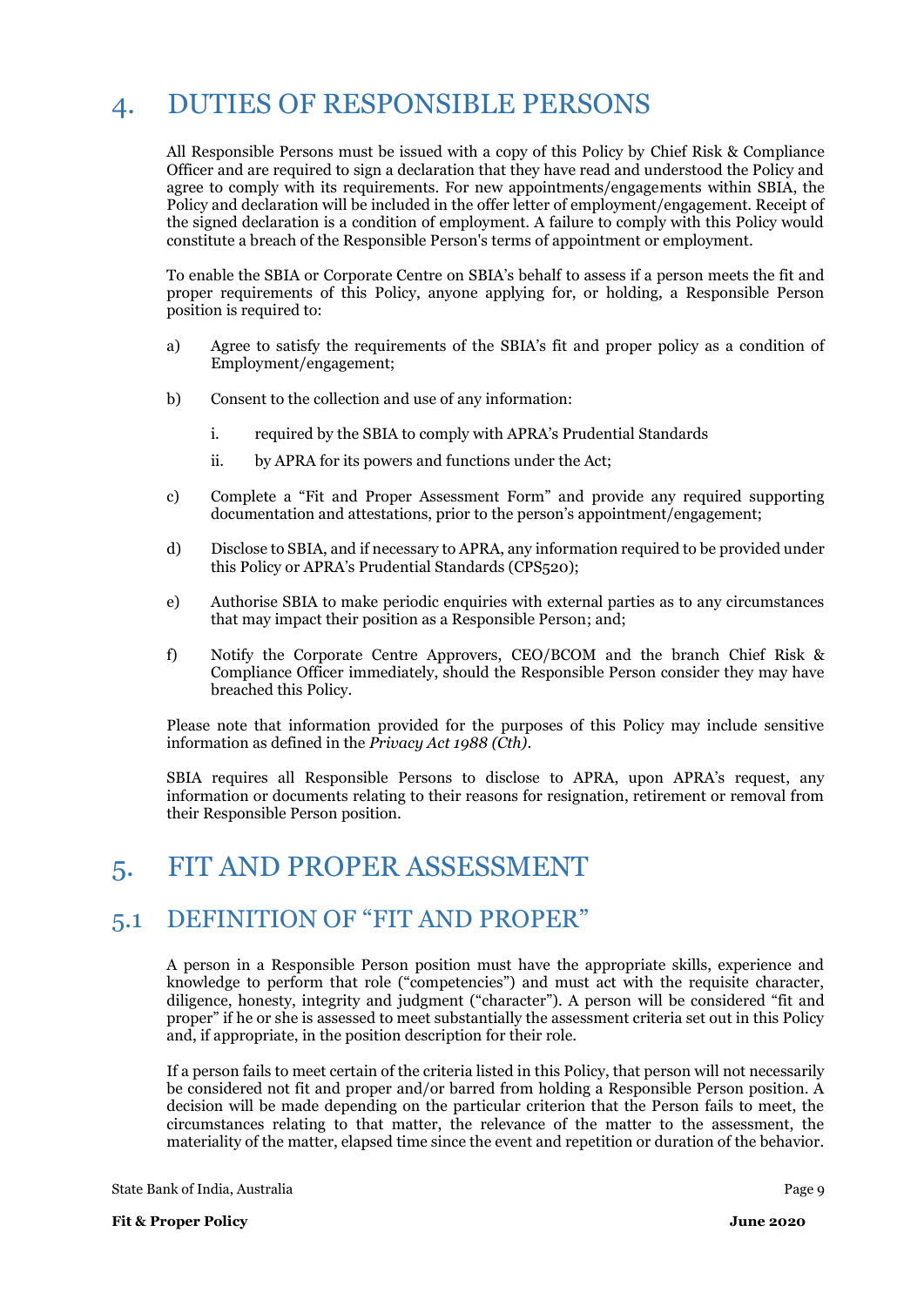# 4. DUTIES OF RESPONSIBLE PERSONS

All Responsible Persons must be issued with a copy of this Policy by Chief Risk & Compliance Officer and are required to sign a declaration that they have read and understood the Policy and agree to comply with its requirements. For new appointments/engagements within SBIA, the Policy and declaration will be included in the offer letter of employment/engagement. Receipt of the signed declaration is a condition of employment. A failure to comply with this Policy would constitute a breach of the Responsible Person's terms of appointment or employment.

To enable the SBIA or Corporate Centre on SBIA's behalf to assess if a person meets the fit and proper requirements of this Policy, anyone applying for, or holding, a Responsible Person position is required to:

a) Agree to satisfy the requirements of the SBIA's fit and proper policy as a condition of Employment/engagement;

b) Consent to the collection and use of any information:

   i. required by the SBIA to comply with APRA's Prudential Standards

   ii. by APRA for its powers and functions under the Act;

c) Complete a "Fit and Proper Assessment Form" and provide any required supporting documentation and attestations, prior to the person's appointment/engagement;

d) Disclose to SBIA, and if necessary to APRA, any information required to be provided under this Policy or APRA's Prudential Standards (CPS520);

e) Authorise SBIA to make periodic enquiries with external parties as to any circumstances that may impact their position as a Responsible Person; and;

f) Notify the Corporate Centre Approvers, CEO/BCOM and the branch Chief Risk & Compliance Officer immediately, should the Responsible Person consider they may have breached this Policy.

Please note that information provided for the purposes of this Policy may include sensitive information as defined in the *Privacy Act 1988 (Cth)*.

SBIA requires all Responsible Persons to disclose to APRA, upon APRA's request, any information or documents relating to their reasons for resignation, retirement or removal from their Responsible Person position.

# 5. FIT AND PROPER ASSESSMENT

## 5.1 DEFINITION OF "FIT AND PROPER"

A person in a Responsible Person position must have the appropriate skills, experience and knowledge to perform that role ("competencies") and must act with the requisite character, diligence, honesty, integrity and judgment ("character"). A person will be considered "fit and proper" if he or she is assessed to meet substantially the assessment criteria set out in this Policy and, if appropriate, in the position description for their role.

If a person fails to meet certain of the criteria listed in this Policy, that person will not necessarily be considered not fit and proper and/or barred from holding a Responsible Person position. A decision will be made depending on the particular criterion that the Person fails to meet, the circumstances relating to that matter, the relevance of the matter to the assessment, the materiality of the matter, elapsed time since the event and repetition or duration of the behavior.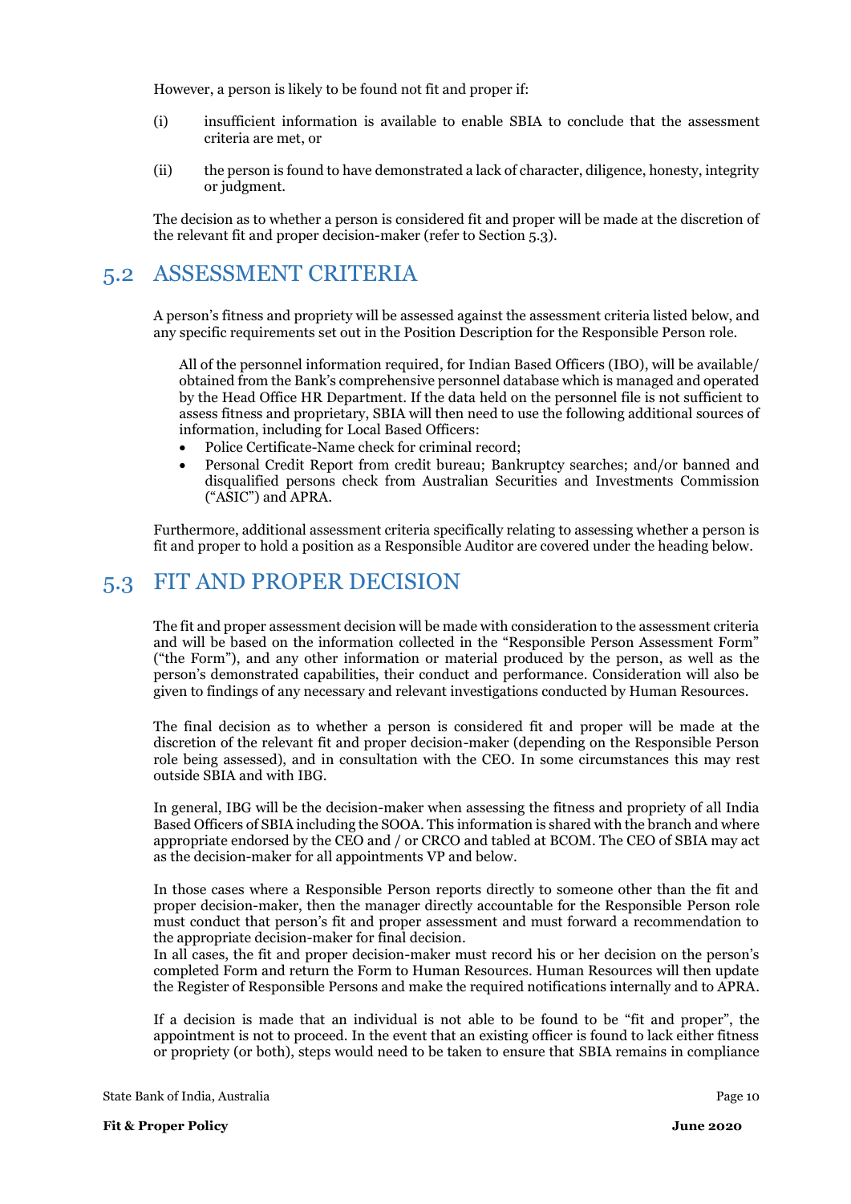However, a person is likely to be found not fit and proper if:

(i) insufficient information is available to enable SBIA to conclude that the assessment criteria are met, or

(ii) the person is found to have demonstrated a lack of character, diligence, honesty, integrity or judgment.

The decision as to whether a person is considered fit and proper will be made at the discretion of the relevant fit and proper decision-maker (refer to Section 5.3).

## 5.2 ASSESSMENT CRITERIA

A person's fitness and propriety will be assessed against the assessment criteria listed below, and any specific requirements set out in the Position Description for the Responsible Person role.

All of the personnel information required, for Indian Based Officers (IBO), will be available/ obtained from the Bank's comprehensive personnel database which is managed and operated by the Head Office HR Department. If the data held on the personnel file is not sufficient to assess fitness and proprietary, SBIA will then need to use the following additional sources of information, including for Local Based Officers:

- Police Certificate-Name check for criminal record;
- Personal Credit Report from credit bureau; Bankruptcy searches; and/or banned and disqualified persons check from Australian Securities and Investments Commission ("ASIC") and APRA.

Furthermore, additional assessment criteria specifically relating to assessing whether a person is fit and proper to hold a position as a Responsible Auditor are covered under the heading below.

## 5.3 FIT AND PROPER DECISION

The fit and proper assessment decision will be made with consideration to the assessment criteria and will be based on the information collected in the "Responsible Person Assessment Form" ("the Form"), and any other information or material produced by the person, as well as the person's demonstrated capabilities, their conduct and performance. Consideration will also be given to findings of any necessary and relevant investigations conducted by Human Resources.

The final decision as to whether a person is considered fit and proper will be made at the discretion of the relevant fit and proper decision-maker (depending on the Responsible Person role being assessed), and in consultation with the CEO. In some circumstances this may rest outside SBIA and with IBG.

In general, IBG will be the decision-maker when assessing the fitness and propriety of all India Based Officers of SBIA including the SOOA. This information is shared with the branch and where appropriate endorsed by the CEO and / or CRCO and tabled at BCOM. The CEO of SBIA may act as the decision-maker for all appointments VP and below.

In those cases where a Responsible Person reports directly to someone other than the fit and proper decision-maker, then the manager directly accountable for the Responsible Person role must conduct that person's fit and proper assessment and must forward a recommendation to the appropriate decision-maker for final decision.
In all cases, the fit and proper decision-maker must record his or her decision on the person's completed Form and return the Form to Human Resources. Human Resources will then update the Register of Responsible Persons and make the required notifications internally and to APRA.

If a decision is made that an individual is not able to be found to be "fit and proper", the appointment is not to proceed. In the event that an existing officer is found to lack either fitness or propriety (or both), steps would need to be taken to ensure that SBIA remains in compliance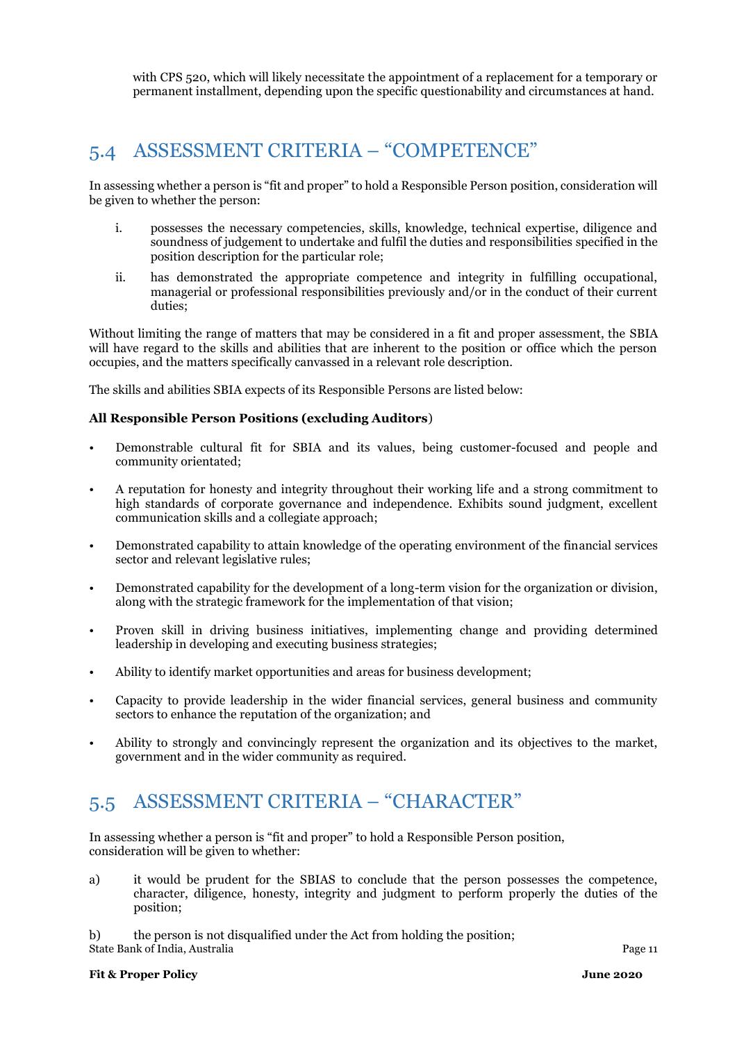with CPS 520, which will likely necessitate the appointment of a replacement for a temporary or permanent installment, depending upon the specific questionability and circumstances at hand.

## 5.4 ASSESSMENT CRITERIA – "COMPETENCE"

In assessing whether a person is "fit and proper" to hold a Responsible Person position, consideration will be given to whether the person:

i. possesses the necessary competencies, skills, knowledge, technical expertise, diligence and soundness of judgement to undertake and fulfil the duties and responsibilities specified in the position description for the particular role;

ii. has demonstrated the appropriate competence and integrity in fulfilling occupational, managerial or professional responsibilities previously and/or in the conduct of their current duties;

Without limiting the range of matters that may be considered in a fit and proper assessment, the SBIA will have regard to the skills and abilities that are inherent to the position or office which the person occupies, and the matters specifically canvassed in a relevant role description.

The skills and abilities SBIA expects of its Responsible Persons are listed below:

**All Responsible Person Positions (excluding Auditors**)

- Demonstrable cultural fit for SBIA and its values, being customer-focused and people and community orientated;
- A reputation for honesty and integrity throughout their working life and a strong commitment to high standards of corporate governance and independence. Exhibits sound judgment, excellent communication skills and a collegiate approach;
- Demonstrated capability to attain knowledge of the operating environment of the financial services sector and relevant legislative rules;
- Demonstrated capability for the development of a long-term vision for the organization or division, along with the strategic framework for the implementation of that vision;
- Proven skill in driving business initiatives, implementing change and providing determined leadership in developing and executing business strategies;
- Ability to identify market opportunities and areas for business development;
- Capacity to provide leadership in the wider financial services, general business and community sectors to enhance the reputation of the organization; and
- Ability to strongly and convincingly represent the organization and its objectives to the market, government and in the wider community as required.

## 5.5 ASSESSMENT CRITERIA – "CHARACTER"

In assessing whether a person is "fit and proper" to hold a Responsible Person position, consideration will be given to whether:

a) it would be prudent for the SBIAS to conclude that the person possesses the competence, character, diligence, honesty, integrity and judgment to perform properly the duties of the position;

b) the person is not disqualified under the Act from holding the position;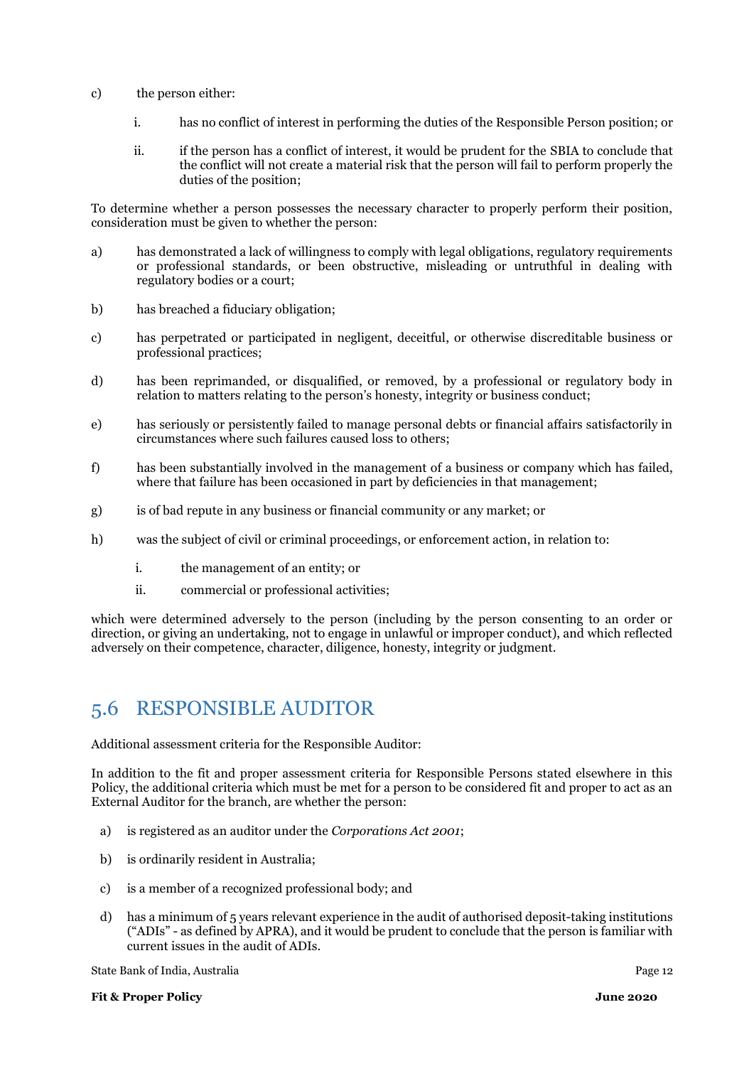c) the person either:

   i. has no conflict of interest in performing the duties of the Responsible Person position; or

   ii. if the person has a conflict of interest, it would be prudent for the SBIA to conclude that the conflict will not create a material risk that the person will fail to perform properly the duties of the position;

To determine whether a person possesses the necessary character to properly perform their position, consideration must be given to whether the person:

a) has demonstrated a lack of willingness to comply with legal obligations, regulatory requirements or professional standards, or been obstructive, misleading or untruthful in dealing with regulatory bodies or a court;

b) has breached a fiduciary obligation;

c) has perpetrated or participated in negligent, deceitful, or otherwise discreditable business or professional practices;

d) has been reprimanded, or disqualified, or removed, by a professional or regulatory body in relation to matters relating to the person's honesty, integrity or business conduct;

e) has seriously or persistently failed to manage personal debts or financial affairs satisfactorily in circumstances where such failures caused loss to others;

f) has been substantially involved in the management of a business or company which has failed, where that failure has been occasioned in part by deficiencies in that management;

g) is of bad repute in any business or financial community or any market; or

h) was the subject of civil or criminal proceedings, or enforcement action, in relation to:

   i. the management of an entity; or

   ii. commercial or professional activities;

which were determined adversely to the person (including by the person consenting to an order or direction, or giving an undertaking, not to engage in unlawful or improper conduct), and which reflected adversely on their competence, character, diligence, honesty, integrity or judgment.

## 5.6 RESPONSIBLE AUDITOR

Additional assessment criteria for the Responsible Auditor:

In addition to the fit and proper assessment criteria for Responsible Persons stated elsewhere in this Policy, the additional criteria which must be met for a person to be considered fit and proper to act as an External Auditor for the branch, are whether the person:

a) is registered as an auditor under the *Corporations Act 2001*;

b) is ordinarily resident in Australia;

c) is a member of a recognized professional body; and

d) has a minimum of 5 years relevant experience in the audit of authorised deposit-taking institutions ("ADIs" - as defined by APRA), and it would be prudent to conclude that the person is familiar with current issues in the audit of ADIs.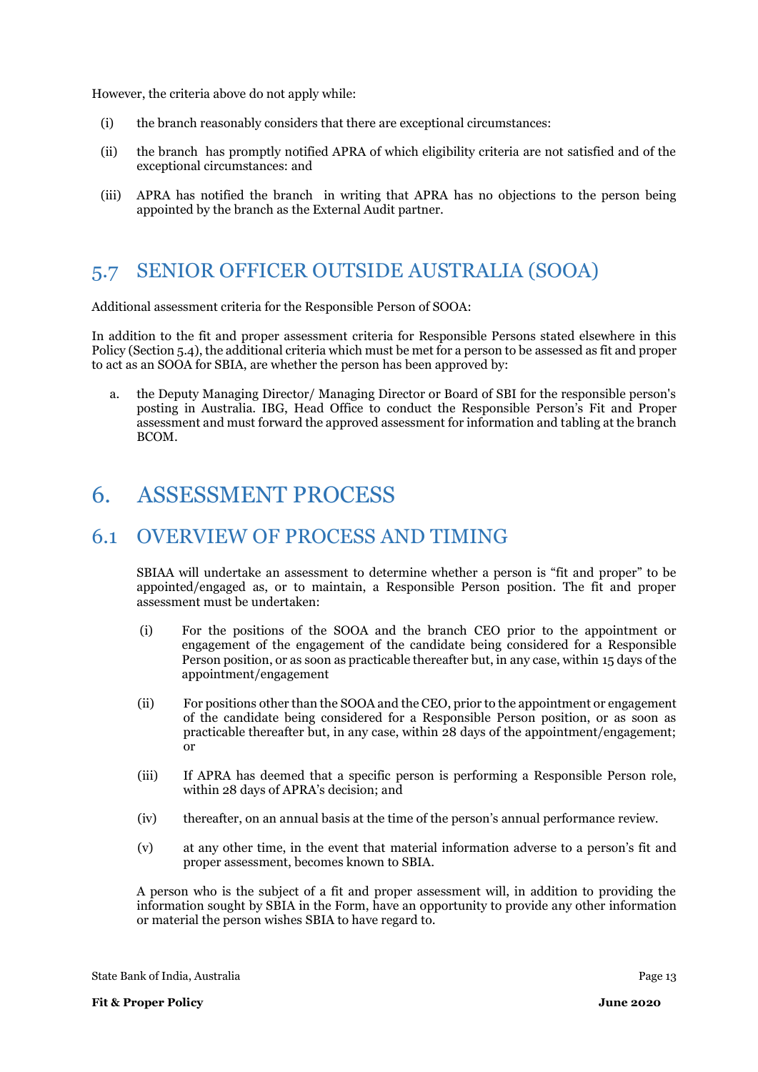However, the criteria above do not apply while:

(i) the branch reasonably considers that there are exceptional circumstances:

(ii) the branch has promptly notified APRA of which eligibility criteria are not satisfied and of the exceptional circumstances: and

(iii) APRA has notified the branch in writing that APRA has no objections to the person being appointed by the branch as the External Audit partner.

## 5.7 SENIOR OFFICER OUTSIDE AUSTRALIA (SOOA)

Additional assessment criteria for the Responsible Person of SOOA:

In addition to the fit and proper assessment criteria for Responsible Persons stated elsewhere in this Policy (Section 5.4), the additional criteria which must be met for a person to be assessed as fit and proper to act as an SOOA for SBIA, are whether the person has been approved by:

a. the Deputy Managing Director/ Managing Director or Board of SBI for the responsible person's posting in Australia. IBG, Head Office to conduct the Responsible Person's Fit and Proper assessment and must forward the approved assessment for information and tabling at the branch BCOM.

# 6. ASSESSMENT PROCESS

## 6.1 OVERVIEW OF PROCESS AND TIMING

SBIAA will undertake an assessment to determine whether a person is "fit and proper" to be appointed/engaged as, or to maintain, a Responsible Person position. The fit and proper assessment must be undertaken:

(i) For the positions of the SOOA and the branch CEO prior to the appointment or engagement of the engagement of the candidate being considered for a Responsible Person position, or as soon as practicable thereafter but, in any case, within 15 days of the appointment/engagement

(ii) For positions other than the SOOA and the CEO, prior to the appointment or engagement of the candidate being considered for a Responsible Person position, or as soon as practicable thereafter but, in any case, within 28 days of the appointment/engagement; or

(iii) If APRA has deemed that a specific person is performing a Responsible Person role, within 28 days of APRA's decision; and

(iv) thereafter, on an annual basis at the time of the person's annual performance review.

(v) at any other time, in the event that material information adverse to a person's fit and proper assessment, becomes known to SBIA.

A person who is the subject of a fit and proper assessment will, in addition to providing the information sought by SBIA in the Form, have an opportunity to provide any other information or material the person wishes SBIA to have regard to.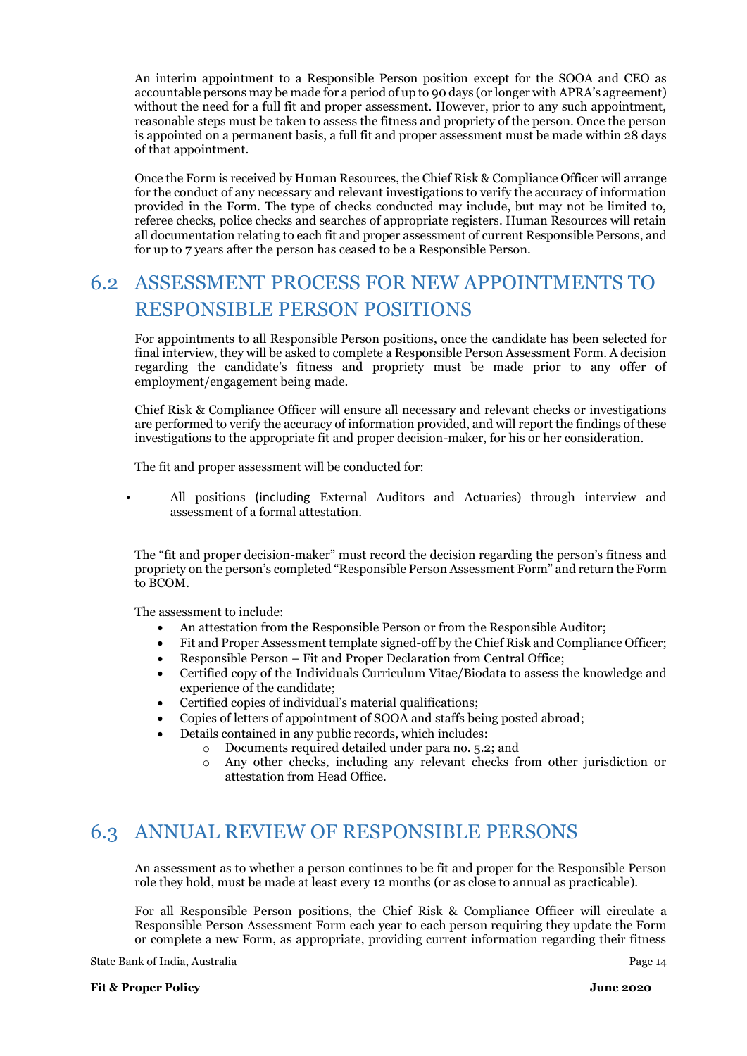An interim appointment to a Responsible Person position except for the SOOA and CEO as accountable persons may be made for a period of up to 90 days (or longer with APRA's agreement) without the need for a full fit and proper assessment. However, prior to any such appointment, reasonable steps must be taken to assess the fitness and propriety of the person. Once the person is appointed on a permanent basis, a full fit and proper assessment must be made within 28 days of that appointment.

Once the Form is received by Human Resources, the Chief Risk & Compliance Officer will arrange for the conduct of any necessary and relevant investigations to verify the accuracy of information provided in the Form. The type of checks conducted may include, but may not be limited to, referee checks, police checks and searches of appropriate registers. Human Resources will retain all documentation relating to each fit and proper assessment of current Responsible Persons, and for up to 7 years after the person has ceased to be a Responsible Person.

## 6.2 ASSESSMENT PROCESS FOR NEW APPOINTMENTS TO RESPONSIBLE PERSON POSITIONS

For appointments to all Responsible Person positions, once the candidate has been selected for final interview, they will be asked to complete a Responsible Person Assessment Form. A decision regarding the candidate's fitness and propriety must be made prior to any offer of employment/engagement being made.

Chief Risk & Compliance Officer will ensure all necessary and relevant checks or investigations are performed to verify the accuracy of information provided, and will report the findings of these investigations to the appropriate fit and proper decision-maker, for his or her consideration.

The fit and proper assessment will be conducted for:

- All positions (including External Auditors and Actuaries) through interview and assessment of a formal attestation.

The "fit and proper decision-maker" must record the decision regarding the person's fitness and propriety on the person's completed "Responsible Person Assessment Form" and return the Form to BCOM.

The assessment to include:

- An attestation from the Responsible Person or from the Responsible Auditor;
- Fit and Proper Assessment template signed-off by the Chief Risk and Compliance Officer;
- Responsible Person – Fit and Proper Declaration from Central Office;
- Certified copy of the Individuals Curriculum Vitae/Biodata to assess the knowledge and experience of the candidate;
- Certified copies of individual's material qualifications;
- Copies of letters of appointment of SOOA and staffs being posted abroad;
- Details contained in any public records, which includes:
  - Documents required detailed under para no. 5.2; and
  - Any other checks, including any relevant checks from other jurisdiction or attestation from Head Office.

## 6.3 ANNUAL REVIEW OF RESPONSIBLE PERSONS

An assessment as to whether a person continues to be fit and proper for the Responsible Person role they hold, must be made at least every 12 months (or as close to annual as practicable).

For all Responsible Person positions, the Chief Risk & Compliance Officer will circulate a Responsible Person Assessment Form each year to each person requiring they update the Form or complete a new Form, as appropriate, providing current information regarding their fitness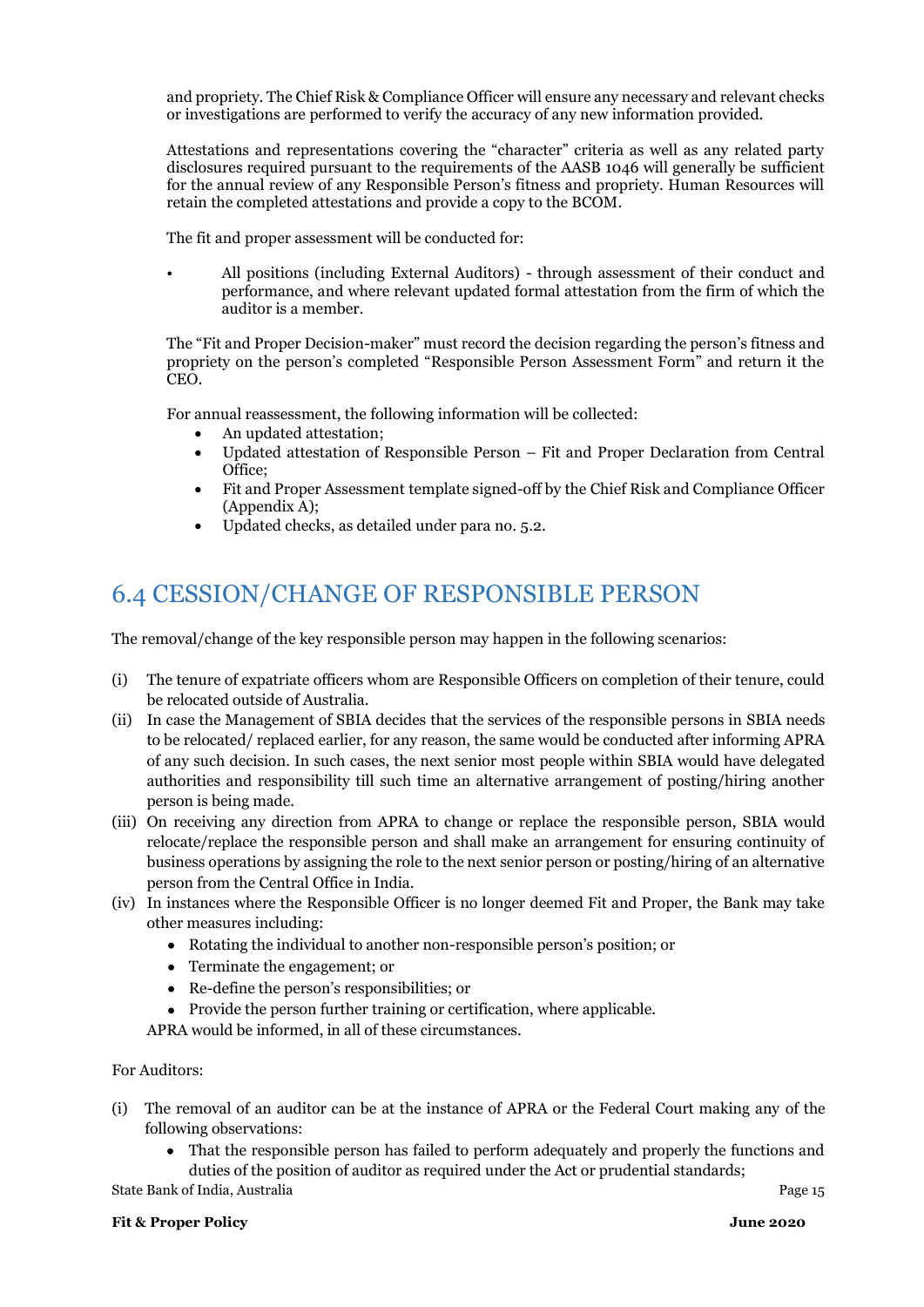and propriety. The Chief Risk & Compliance Officer will ensure any necessary and relevant checks or investigations are performed to verify the accuracy of any new information provided.

Attestations and representations covering the "character" criteria as well as any related party disclosures required pursuant to the requirements of the AASB 1046 will generally be sufficient for the annual review of any Responsible Person's fitness and propriety. Human Resources will retain the completed attestations and provide a copy to the BCOM.

The fit and proper assessment will be conducted for:

- All positions (including External Auditors) - through assessment of their conduct and performance, and where relevant updated formal attestation from the firm of which the auditor is a member.

The "Fit and Proper Decision-maker" must record the decision regarding the person's fitness and propriety on the person's completed "Responsible Person Assessment Form" and return it the CEO.

For annual reassessment, the following information will be collected:

- An updated attestation;
- Updated attestation of Responsible Person – Fit and Proper Declaration from Central Office;
- Fit and Proper Assessment template signed-off by the Chief Risk and Compliance Officer (Appendix A);
- Updated checks, as detailed under para no. 5.2.

## 6.4 CESSION/CHANGE OF RESPONSIBLE PERSON

The removal/change of the key responsible person may happen in the following scenarios:

(i) The tenure of expatriate officers whom are Responsible Officers on completion of their tenure, could be relocated outside of Australia.

(ii) In case the Management of SBIA decides that the services of the responsible persons in SBIA needs to be relocated/ replaced earlier, for any reason, the same would be conducted after informing APRA of any such decision. In such cases, the next senior most people within SBIA would have delegated authorities and responsibility till such time an alternative arrangement of posting/hiring another person is being made.

(iii) On receiving any direction from APRA to change or replace the responsible person, SBIA would relocate/replace the responsible person and shall make an arrangement for ensuring continuity of business operations by assigning the role to the next senior person or posting/hiring of an alternative person from the Central Office in India.

(iv) In instances where the Responsible Officer is no longer deemed Fit and Proper, the Bank may take other measures including:
- Rotating the individual to another non-responsible person's position; or
- Terminate the engagement; or
- Re-define the person's responsibilities; or
- Provide the person further training or certification, where applicable.

APRA would be informed, in all of these circumstances.

For Auditors:

(i) The removal of an auditor can be at the instance of APRA or the Federal Court making any of the following observations:
- That the responsible person has failed to perform adequately and properly the functions and duties of the position of auditor as required under the Act or prudential standards;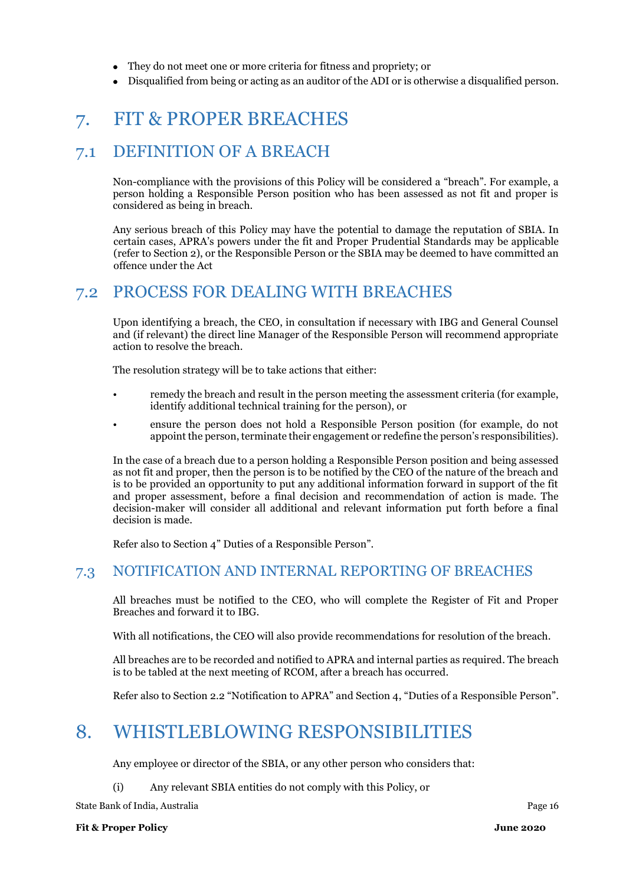- They do not meet one or more criteria for fitness and propriety; or
- Disqualified from being or acting as an auditor of the ADI or is otherwise a disqualified person.

# 7. FIT & PROPER BREACHES

## 7.1 DEFINITION OF A BREACH

Non-compliance with the provisions of this Policy will be considered a "breach". For example, a person holding a Responsible Person position who has been assessed as not fit and proper is considered as being in breach.

Any serious breach of this Policy may have the potential to damage the reputation of SBIA. In certain cases, APRA's powers under the fit and Proper Prudential Standards may be applicable (refer to Section 2), or the Responsible Person or the SBIA may be deemed to have committed an offence under the Act

## 7.2 PROCESS FOR DEALING WITH BREACHES

Upon identifying a breach, the CEO, in consultation if necessary with IBG and General Counsel and (if relevant) the direct line Manager of the Responsible Person will recommend appropriate action to resolve the breach.

The resolution strategy will be to take actions that either:

- remedy the breach and result in the person meeting the assessment criteria (for example, identify additional technical training for the person), or
- ensure the person does not hold a Responsible Person position (for example, do not appoint the person, terminate their engagement or redefine the person's responsibilities).

In the case of a breach due to a person holding a Responsible Person position and being assessed as not fit and proper, then the person is to be notified by the CEO of the nature of the breach and is to be provided an opportunity to put any additional information forward in support of the fit and proper assessment, before a final decision and recommendation of action is made. The decision-maker will consider all additional and relevant information put forth before a final decision is made.

Refer also to Section 4" Duties of a Responsible Person".

## 7.3 NOTIFICATION AND INTERNAL REPORTING OF BREACHES

All breaches must be notified to the CEO, who will complete the Register of Fit and Proper Breaches and forward it to IBG.

With all notifications, the CEO will also provide recommendations for resolution of the breach.

All breaches are to be recorded and notified to APRA and internal parties as required. The breach is to be tabled at the next meeting of RCOM, after a breach has occurred.

Refer also to Section 2.2 "Notification to APRA" and Section 4, "Duties of a Responsible Person".

# 8. WHISTLEBLOWING RESPONSIBILITIES

Any employee or director of the SBIA, or any other person who considers that:

(i) Any relevant SBIA entities do not comply with this Policy, or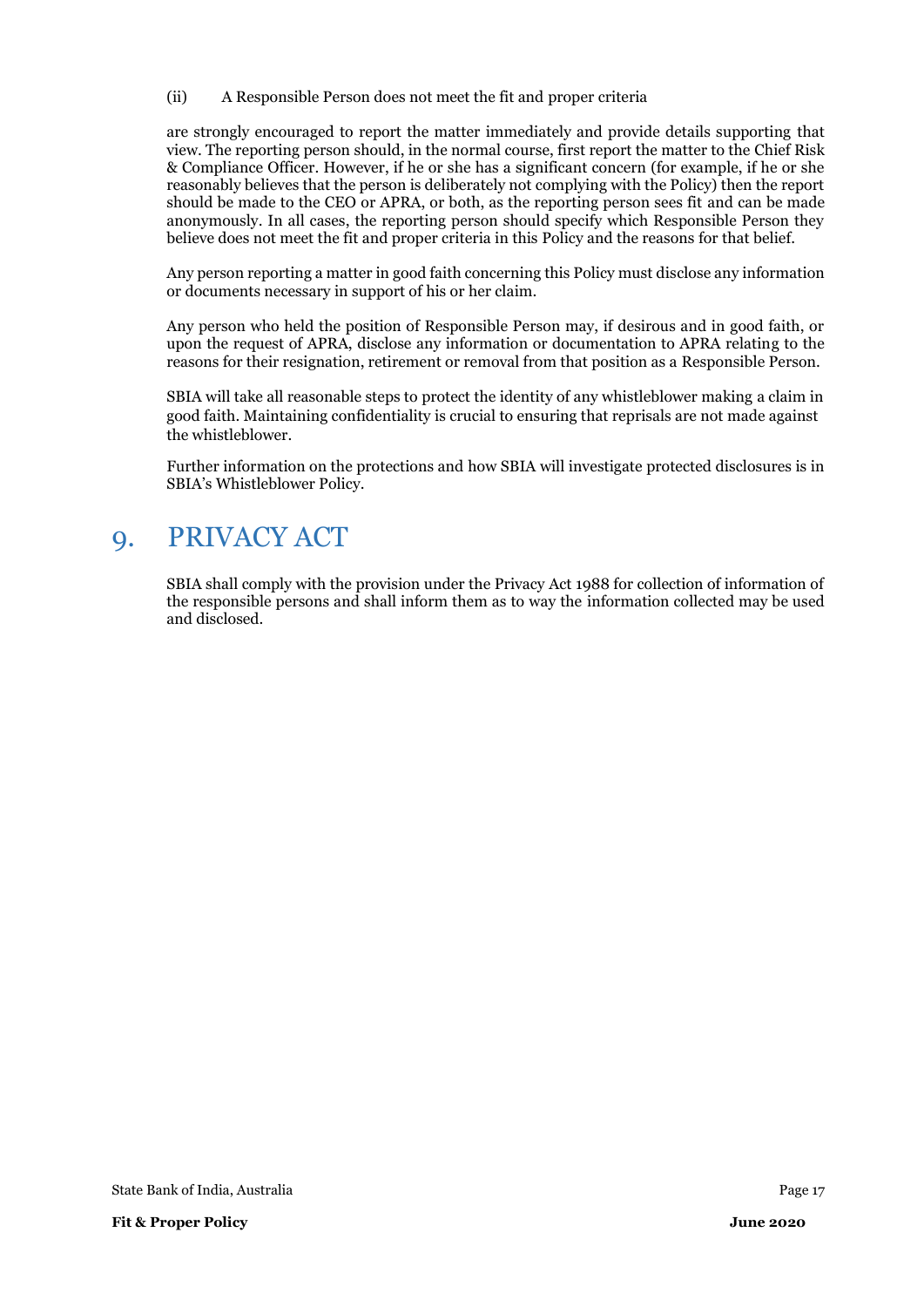(ii) A Responsible Person does not meet the fit and proper criteria

are strongly encouraged to report the matter immediately and provide details supporting that view. The reporting person should, in the normal course, first report the matter to the Chief Risk & Compliance Officer. However, if he or she has a significant concern (for example, if he or she reasonably believes that the person is deliberately not complying with the Policy) then the report should be made to the CEO or APRA, or both, as the reporting person sees fit and can be made anonymously. In all cases, the reporting person should specify which Responsible Person they believe does not meet the fit and proper criteria in this Policy and the reasons for that belief.

Any person reporting a matter in good faith concerning this Policy must disclose any information or documents necessary in support of his or her claim.

Any person who held the position of Responsible Person may, if desirous and in good faith, or upon the request of APRA, disclose any information or documentation to APRA relating to the reasons for their resignation, retirement or removal from that position as a Responsible Person.

SBIA will take all reasonable steps to protect the identity of any whistleblower making a claim in good faith. Maintaining confidentiality is crucial to ensuring that reprisals are not made against the whistleblower.

Further information on the protections and how SBIA will investigate protected disclosures is in SBIA's Whistleblower Policy.

# 9. PRIVACY ACT

SBIA shall comply with the provision under the Privacy Act 1988 for collection of information of the responsible persons and shall inform them as to way the information collected may be used and disclosed.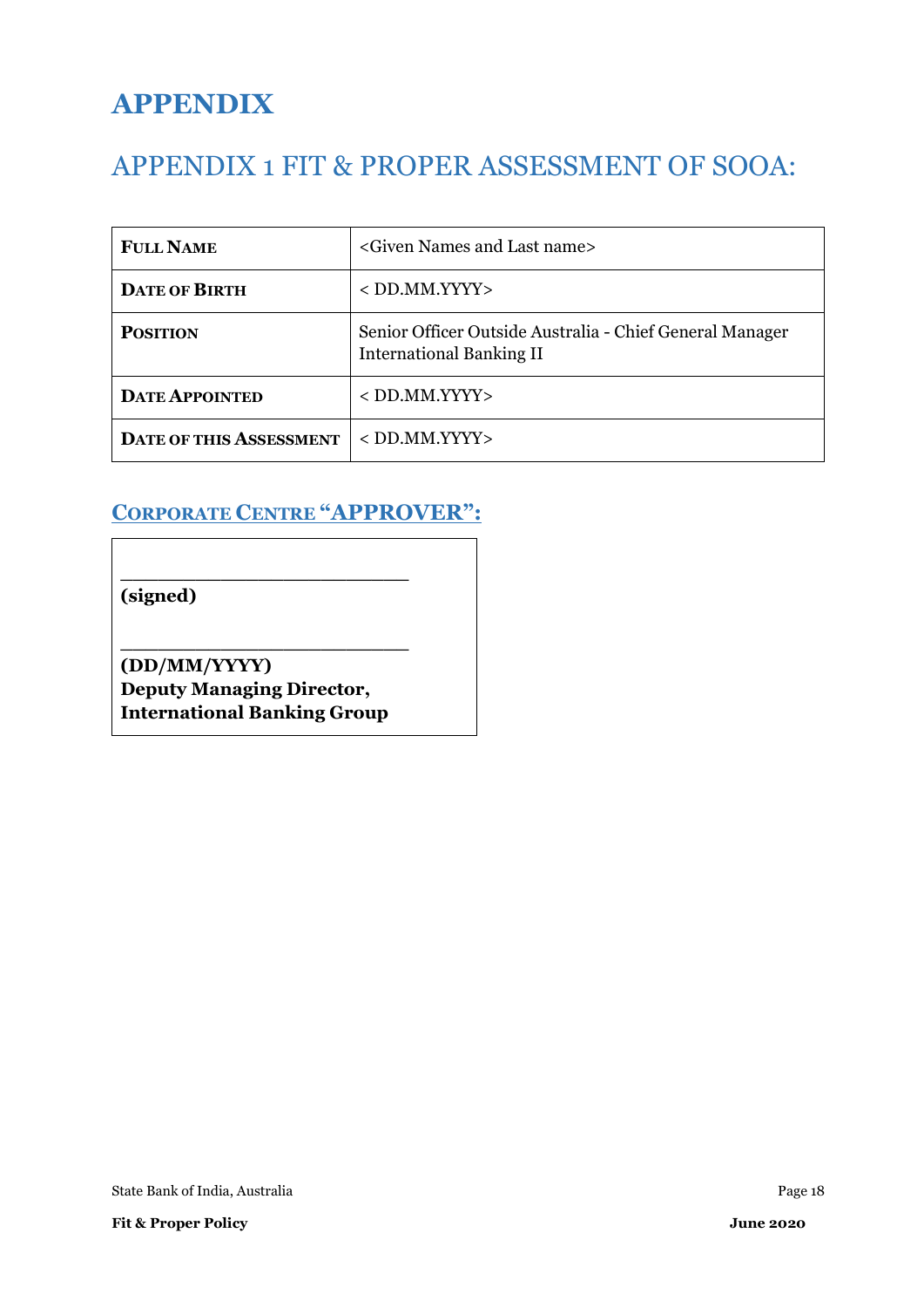# APPENDIX

## APPENDIX 1 FIT & PROPER ASSESSMENT OF SOOA:

| **FULL NAME** | <Given Names and Last name> |
|---|---|
| **DATE OF BIRTH** | < DD.MM.YYYY> |
| **POSITION** | Senior Officer Outside Australia - Chief General Manager International Banking II |
| **DATE APPOINTED** | < DD.MM.YYYY> |
| **DATE OF THIS ASSESSMENT** | < DD.MM.YYYY> |

### CORPORATE CENTRE "APPROVER":

______________________

**(signed)**

______________________

**(DD/MM/YYYY)**
**Deputy Managing Director,**
**International Banking Group**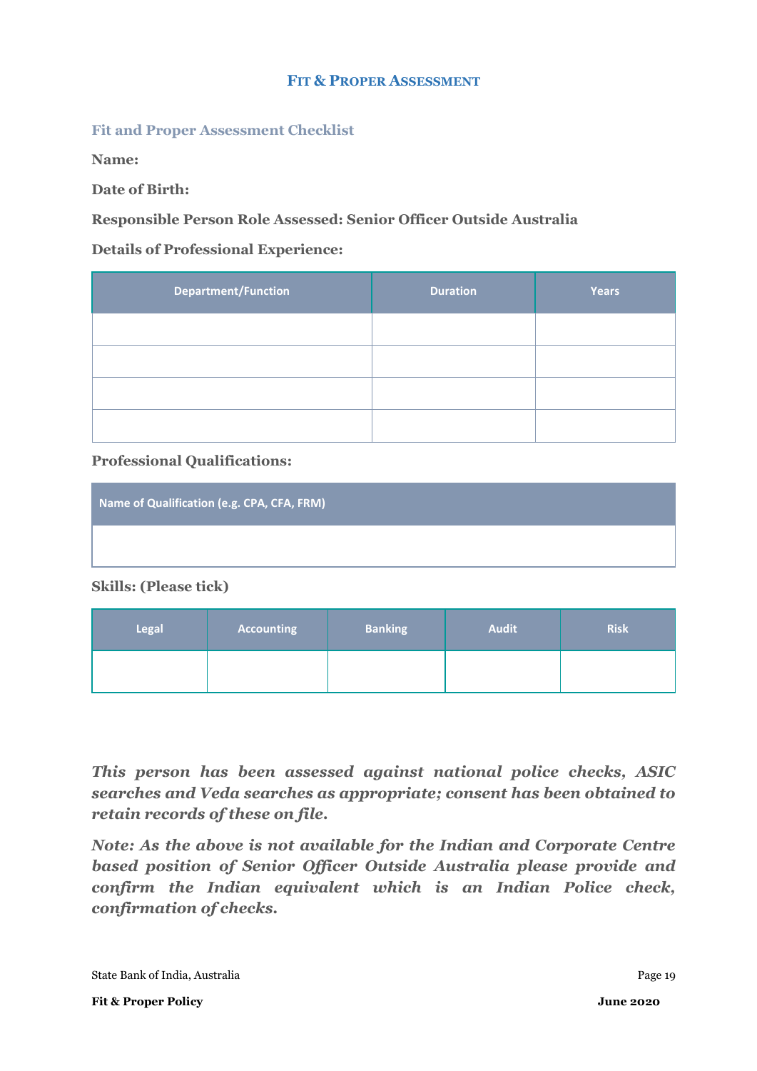# Fit & Proper Assessment

## Fit and Proper Assessment Checklist

**Name:**

**Date of Birth:**

**Responsible Person Role Assessed: Senior Officer Outside Australia**

**Details of Professional Experience:**

| Department/Function | Duration | Years |
|---|---|---|
| | | |
| | | |
| | | |
| | | |

**Professional Qualifications:**

| Name of Qualification (e.g. CPA, CFA, FRM) |
|---|
| |

**Skills: (Please tick)**

| Legal | Accounting | Banking | Audit | Risk |
|---|---|---|---|---|
| | | | | |

***This person has been assessed against national police checks, ASIC searches and Veda searches as appropriate; consent has been obtained to retain records of these on file.***

***Note: As the above is not available for the Indian and Corporate Centre based position of Senior Officer Outside Australia please provide and confirm the Indian equivalent which is an Indian Police check, confirmation of checks.***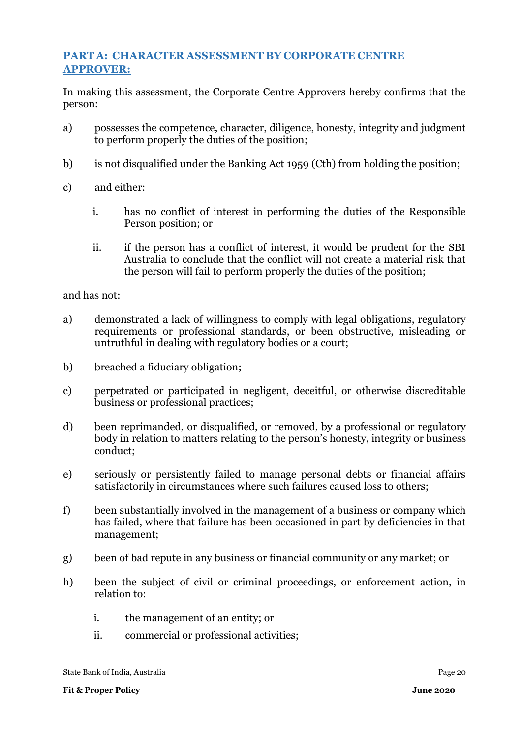## PART A: CHARACTER ASSESSMENT BY CORPORATE CENTRE APPROVER:

In making this assessment, the Corporate Centre Approvers hereby confirms that the person:

a) possesses the competence, character, diligence, honesty, integrity and judgment to perform properly the duties of the position;

b) is not disqualified under the Banking Act 1959 (Cth) from holding the position;

c) and either:

   i. has no conflict of interest in performing the duties of the Responsible Person position; or

   ii. if the person has a conflict of interest, it would be prudent for the SBI Australia to conclude that the conflict will not create a material risk that the person will fail to perform properly the duties of the position;

and has not:

a) demonstrated a lack of willingness to comply with legal obligations, regulatory requirements or professional standards, or been obstructive, misleading or untruthful in dealing with regulatory bodies or a court;

b) breached a fiduciary obligation;

c) perpetrated or participated in negligent, deceitful, or otherwise discreditable business or professional practices;

d) been reprimanded, or disqualified, or removed, by a professional or regulatory body in relation to matters relating to the person's honesty, integrity or business conduct;

e) seriously or persistently failed to manage personal debts or financial affairs satisfactorily in circumstances where such failures caused loss to others;

f) been substantially involved in the management of a business or company which has failed, where that failure has been occasioned in part by deficiencies in that management;

g) been of bad repute in any business or financial community or any market; or

h) been the subject of civil or criminal proceedings, or enforcement action, in relation to:

   i. the management of an entity; or

   ii. commercial or professional activities;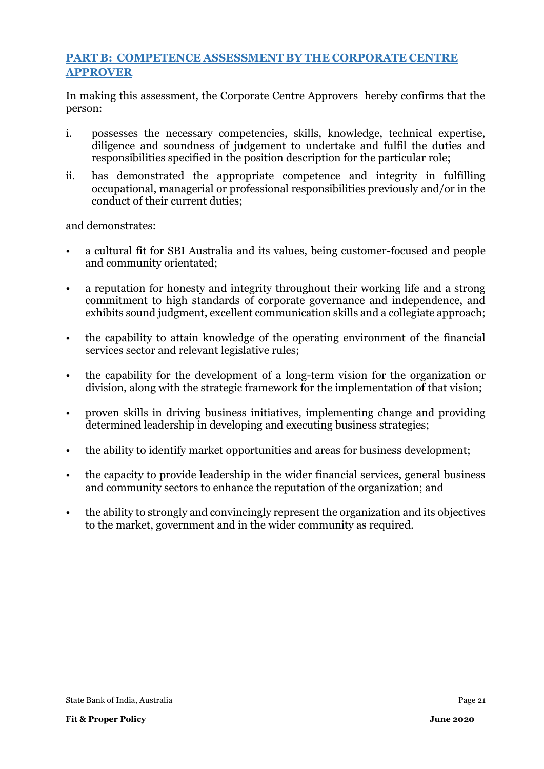## PART B: COMPETENCE ASSESSMENT BY THE CORPORATE CENTRE APPROVER

In making this assessment, the Corporate Centre Approvers hereby confirms that the person:

i. possesses the necessary competencies, skills, knowledge, technical expertise, diligence and soundness of judgement to undertake and fulfil the duties and responsibilities specified in the position description for the particular role;

ii. has demonstrated the appropriate competence and integrity in fulfilling occupational, managerial or professional responsibilities previously and/or in the conduct of their current duties;

and demonstrates:

- a cultural fit for SBI Australia and its values, being customer-focused and people and community orientated;
- a reputation for honesty and integrity throughout their working life and a strong commitment to high standards of corporate governance and independence, and exhibits sound judgment, excellent communication skills and a collegiate approach;
- the capability to attain knowledge of the operating environment of the financial services sector and relevant legislative rules;
- the capability for the development of a long-term vision for the organization or division, along with the strategic framework for the implementation of that vision;
- proven skills in driving business initiatives, implementing change and providing determined leadership in developing and executing business strategies;
- the ability to identify market opportunities and areas for business development;
- the capacity to provide leadership in the wider financial services, general business and community sectors to enhance the reputation of the organization; and
- the ability to strongly and convincingly represent the organization and its objectives to the market, government and in the wider community as required.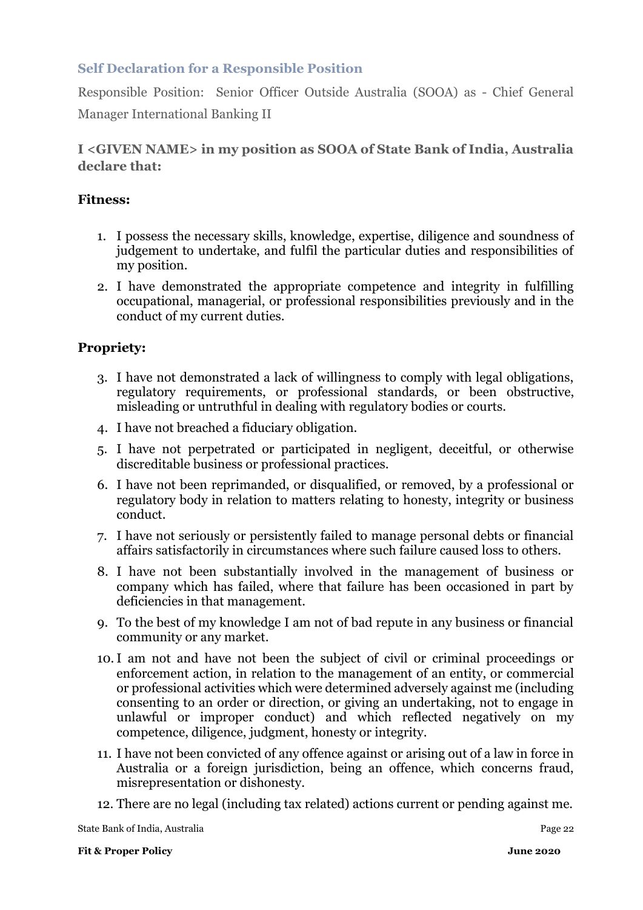### Self Declaration for a Responsible Position

Responsible Position: Senior Officer Outside Australia (SOOA) as - Chief General Manager International Banking II

**I <GIVEN NAME> in my position as SOOA of State Bank of India, Australia declare that:**

**Fitness:**

1. I possess the necessary skills, knowledge, expertise, diligence and soundness of judgement to undertake, and fulfil the particular duties and responsibilities of my position.
2. I have demonstrated the appropriate competence and integrity in fulfilling occupational, managerial, or professional responsibilities previously and in the conduct of my current duties.

**Propriety:**

3. I have not demonstrated a lack of willingness to comply with legal obligations, regulatory requirements, or professional standards, or been obstructive, misleading or untruthful in dealing with regulatory bodies or courts.
4. I have not breached a fiduciary obligation.
5. I have not perpetrated or participated in negligent, deceitful, or otherwise discreditable business or professional practices.
6. I have not been reprimanded, or disqualified, or removed, by a professional or regulatory body in relation to matters relating to honesty, integrity or business conduct.
7. I have not seriously or persistently failed to manage personal debts or financial affairs satisfactorily in circumstances where such failure caused loss to others.
8. I have not been substantially involved in the management of business or company which has failed, where that failure has been occasioned in part by deficiencies in that management.
9. To the best of my knowledge I am not of bad repute in any business or financial community or any market.
10. I am not and have not been the subject of civil or criminal proceedings or enforcement action, in relation to the management of an entity, or commercial or professional activities which were determined adversely against me (including consenting to an order or direction, or giving an undertaking, not to engage in unlawful or improper conduct) and which reflected negatively on my competence, diligence, judgment, honesty or integrity.
11. I have not been convicted of any offence against or arising out of a law in force in Australia or a foreign jurisdiction, being an offence, which concerns fraud, misrepresentation or dishonesty.
12. There are no legal (including tax related) actions current or pending against me.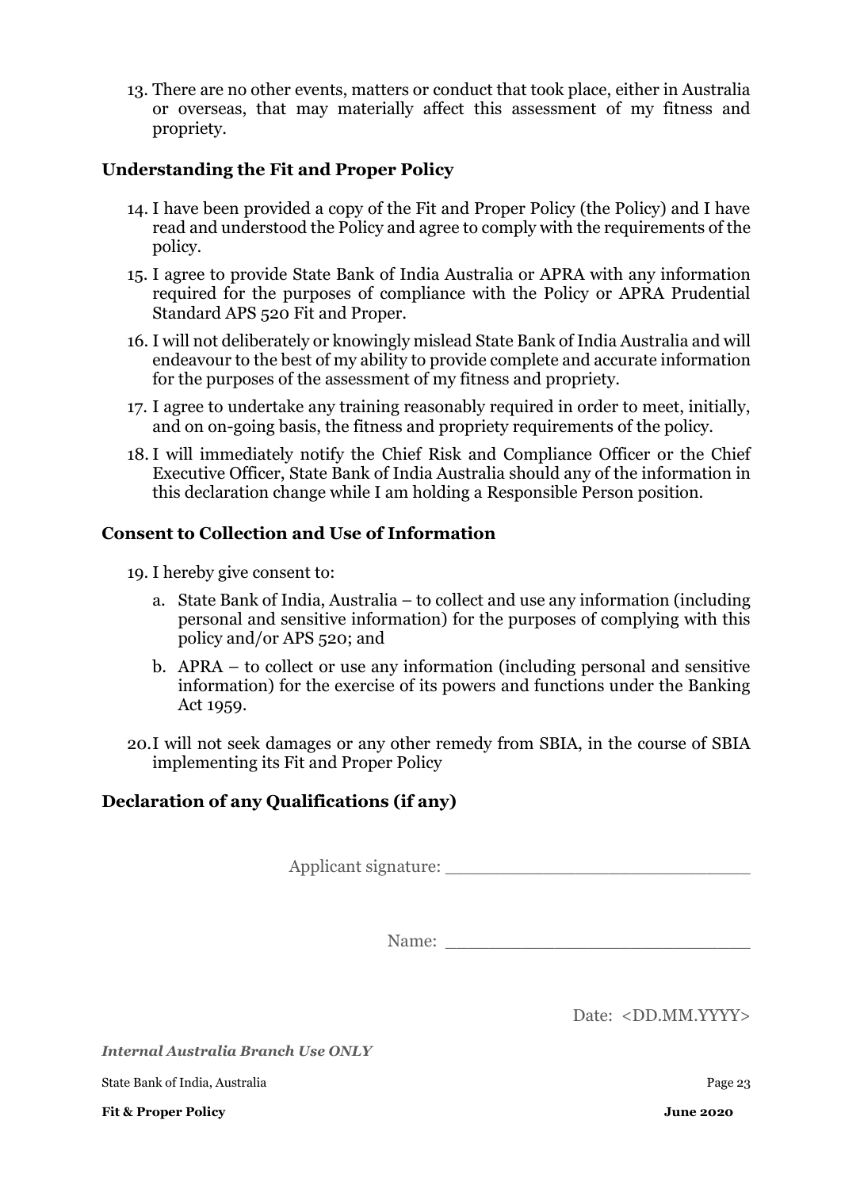13. There are no other events, matters or conduct that took place, either in Australia or overseas, that may materially affect this assessment of my fitness and propriety.

### Understanding the Fit and Proper Policy

14. I have been provided a copy of the Fit and Proper Policy (the Policy) and I have read and understood the Policy and agree to comply with the requirements of the policy.
15. I agree to provide State Bank of India Australia or APRA with any information required for the purposes of compliance with the Policy or APRA Prudential Standard APS 520 Fit and Proper.
16. I will not deliberately or knowingly mislead State Bank of India Australia and will endeavour to the best of my ability to provide complete and accurate information for the purposes of the assessment of my fitness and propriety.
17. I agree to undertake any training reasonably required in order to meet, initially, and on on-going basis, the fitness and propriety requirements of the policy.
18. I will immediately notify the Chief Risk and Compliance Officer or the Chief Executive Officer, State Bank of India Australia should any of the information in this declaration change while I am holding a Responsible Person position.

### Consent to Collection and Use of Information

19. I hereby give consent to:
    a. State Bank of India, Australia – to collect and use any information (including personal and sensitive information) for the purposes of complying with this policy and/or APS 520; and
    b. APRA – to collect or use any information (including personal and sensitive information) for the exercise of its powers and functions under the Banking Act 1959.
20. I will not seek damages or any other remedy from SBIA, in the course of SBIA implementing its Fit and Proper Policy

### Declaration of any Qualifications (if any)

Applicant signature: ____________________________

Name: ____________________________

Date: <DD.MM.YYYY>

***Internal Australia Branch Use ONLY***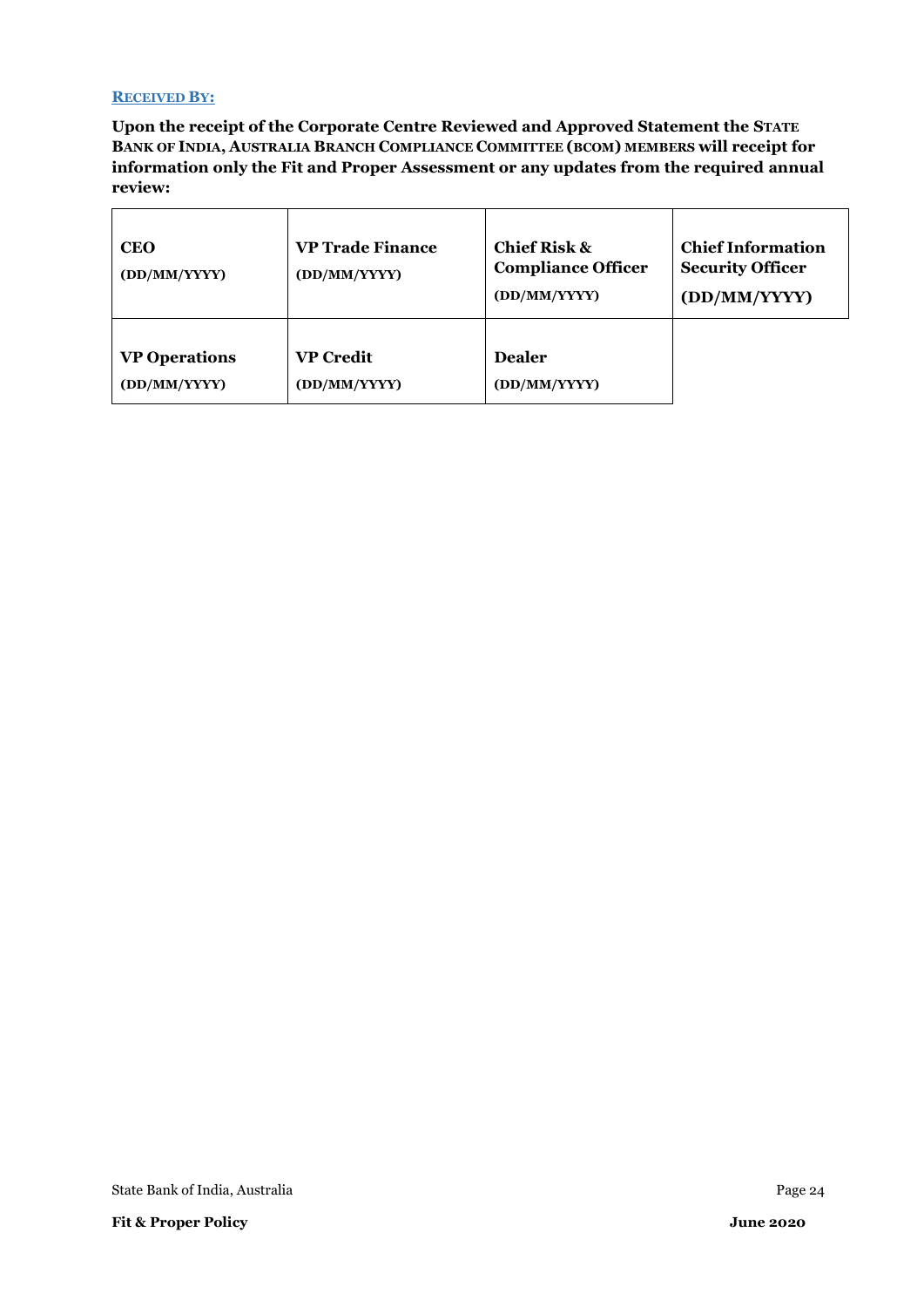**RECEIVED BY:**

**Upon the receipt of the Corporate Centre Reviewed and Approved Statement the STATE BANK OF INDIA, AUSTRALIA BRANCH COMPLIANCE COMMITTEE (BCOM) MEMBERS will receipt for information only the Fit and Proper Assessment or any updates from the required annual review:**

| **CEO** (DD/MM/YYYY) | **VP Trade Finance** (DD/MM/YYYY) | **Chief Risk & Compliance Officer** (DD/MM/YYYY) | **Chief Information Security Officer** (DD/MM/YYYY) |
|---|---|---|---|
| **VP Operations** (DD/MM/YYYY) | **VP Credit** (DD/MM/YYYY) | **Dealer** (DD/MM/YYYY) | |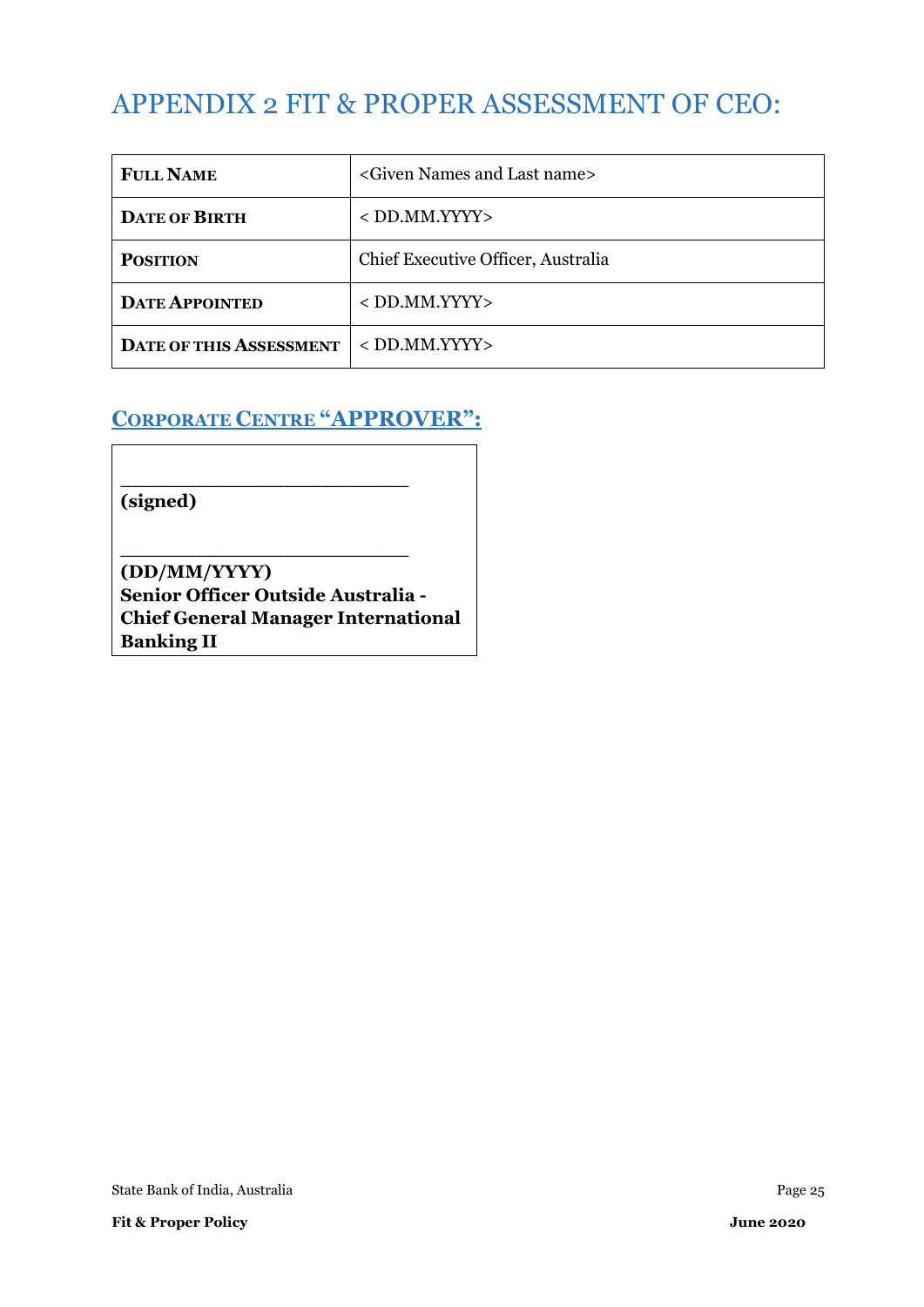# APPENDIX 2 FIT & PROPER ASSESSMENT OF CEO:

| FULL NAME | <Given Names and Last name> |
|---|---|
| DATE OF BIRTH | < DD.MM.YYYY> |
| POSITION | Chief Executive Officer, Australia |
| DATE APPOINTED | < DD.MM.YYYY> |
| DATE OF THIS ASSESSMENT | < DD.MM.YYYY> |

## CORPORATE CENTRE "APPROVER":

\_\_\_\_\_\_\_\_\_\_\_\_\_\_\_\_\_\_\_\_\_\_\_\_

**(signed)**

\_\_\_\_\_\_\_\_\_\_\_\_\_\_\_\_\_\_\_\_\_\_\_\_

**(DD/MM/YYYY)**
**Senior Officer Outside Australia - Chief General Manager International Banking II**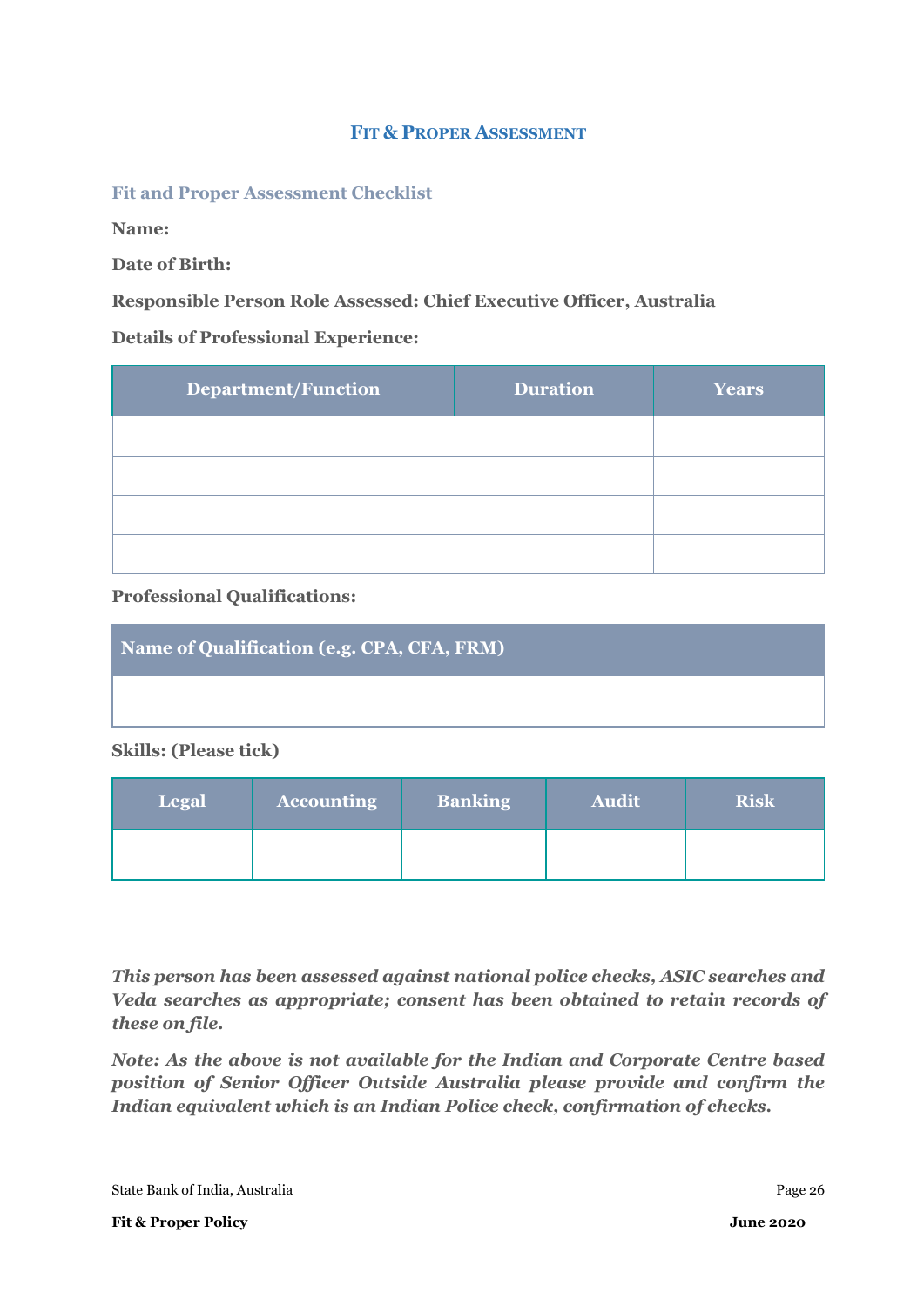## Fit & Proper Assessment

### Fit and Proper Assessment Checklist

**Name:**

**Date of Birth:**

**Responsible Person Role Assessed: Chief Executive Officer, Australia**

**Details of Professional Experience:**

| Department/Function | Duration | Years |
|---|---|---|
| | | |
| | | |
| | | |
| | | |

**Professional Qualifications:**

| Name of Qualification (e.g. CPA, CFA, FRM) |
|---|
| |

**Skills: (Please tick)**

| Legal | Accounting | Banking | Audit | Risk |
|---|---|---|---|---|
| | | | | |

***This person has been assessed against national police checks, ASIC searches and Veda searches as appropriate; consent has been obtained to retain records of these on file.***

***Note: As the above is not available for the Indian and Corporate Centre based position of Senior Officer Outside Australia please provide and confirm the Indian equivalent which is an Indian Police check, confirmation of checks.***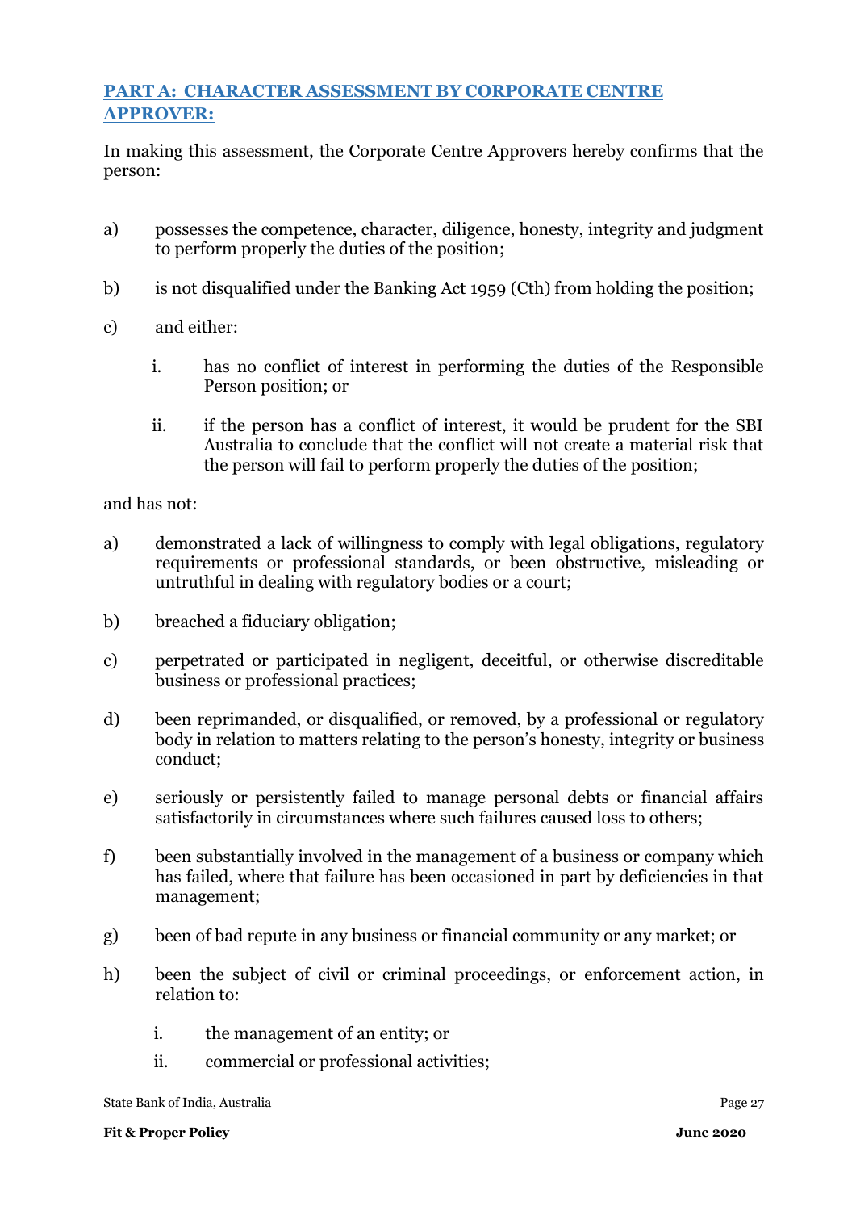## PART A: CHARACTER ASSESSMENT BY CORPORATE CENTRE APPROVER:

In making this assessment, the Corporate Centre Approvers hereby confirms that the person:

a) possesses the competence, character, diligence, honesty, integrity and judgment to perform properly the duties of the position;

b) is not disqualified under the Banking Act 1959 (Cth) from holding the position;

c) and either:

   i. has no conflict of interest in performing the duties of the Responsible Person position; or

   ii. if the person has a conflict of interest, it would be prudent for the SBI Australia to conclude that the conflict will not create a material risk that the person will fail to perform properly the duties of the position;

and has not:

a) demonstrated a lack of willingness to comply with legal obligations, regulatory requirements or professional standards, or been obstructive, misleading or untruthful in dealing with regulatory bodies or a court;

b) breached a fiduciary obligation;

c) perpetrated or participated in negligent, deceitful, or otherwise discreditable business or professional practices;

d) been reprimanded, or disqualified, or removed, by a professional or regulatory body in relation to matters relating to the person's honesty, integrity or business conduct;

e) seriously or persistently failed to manage personal debts or financial affairs satisfactorily in circumstances where such failures caused loss to others;

f) been substantially involved in the management of a business or company which has failed, where that failure has been occasioned in part by deficiencies in that management;

g) been of bad repute in any business or financial community or any market; or

h) been the subject of civil or criminal proceedings, or enforcement action, in relation to:

   i. the management of an entity; or

   ii. commercial or professional activities;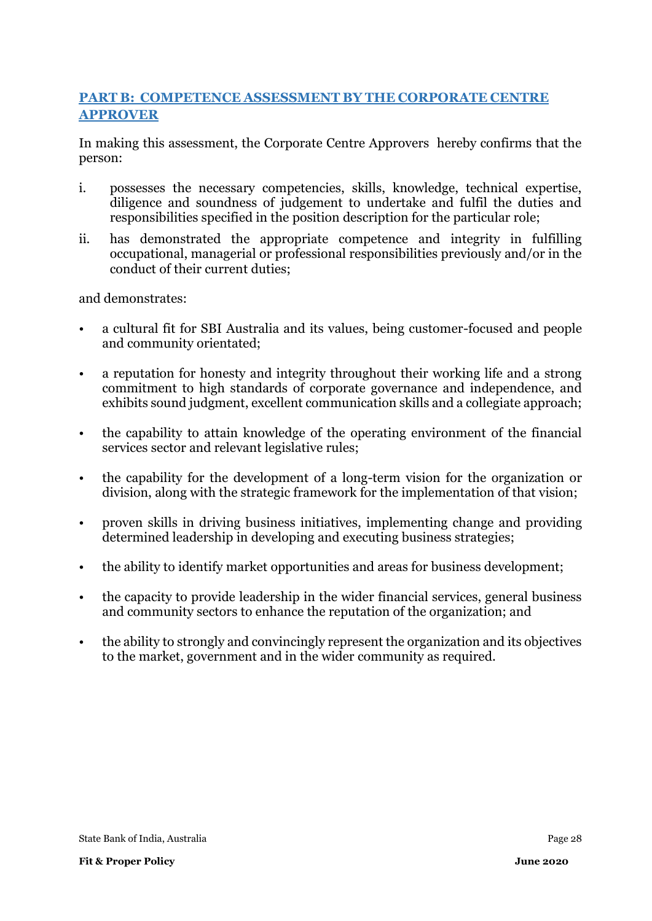## PART B: COMPETENCE ASSESSMENT BY THE CORPORATE CENTRE APPROVER

In making this assessment, the Corporate Centre Approvers hereby confirms that the person:

i. possesses the necessary competencies, skills, knowledge, technical expertise, diligence and soundness of judgement to undertake and fulfil the duties and responsibilities specified in the position description for the particular role;

ii. has demonstrated the appropriate competence and integrity in fulfilling occupational, managerial or professional responsibilities previously and/or in the conduct of their current duties;

and demonstrates:

- a cultural fit for SBI Australia and its values, being customer-focused and people and community orientated;
- a reputation for honesty and integrity throughout their working life and a strong commitment to high standards of corporate governance and independence, and exhibits sound judgment, excellent communication skills and a collegiate approach;
- the capability to attain knowledge of the operating environment of the financial services sector and relevant legislative rules;
- the capability for the development of a long-term vision for the organization or division, along with the strategic framework for the implementation of that vision;
- proven skills in driving business initiatives, implementing change and providing determined leadership in developing and executing business strategies;
- the ability to identify market opportunities and areas for business development;
- the capacity to provide leadership in the wider financial services, general business and community sectors to enhance the reputation of the organization; and
- the ability to strongly and convincingly represent the organization and its objectives to the market, government and in the wider community as required.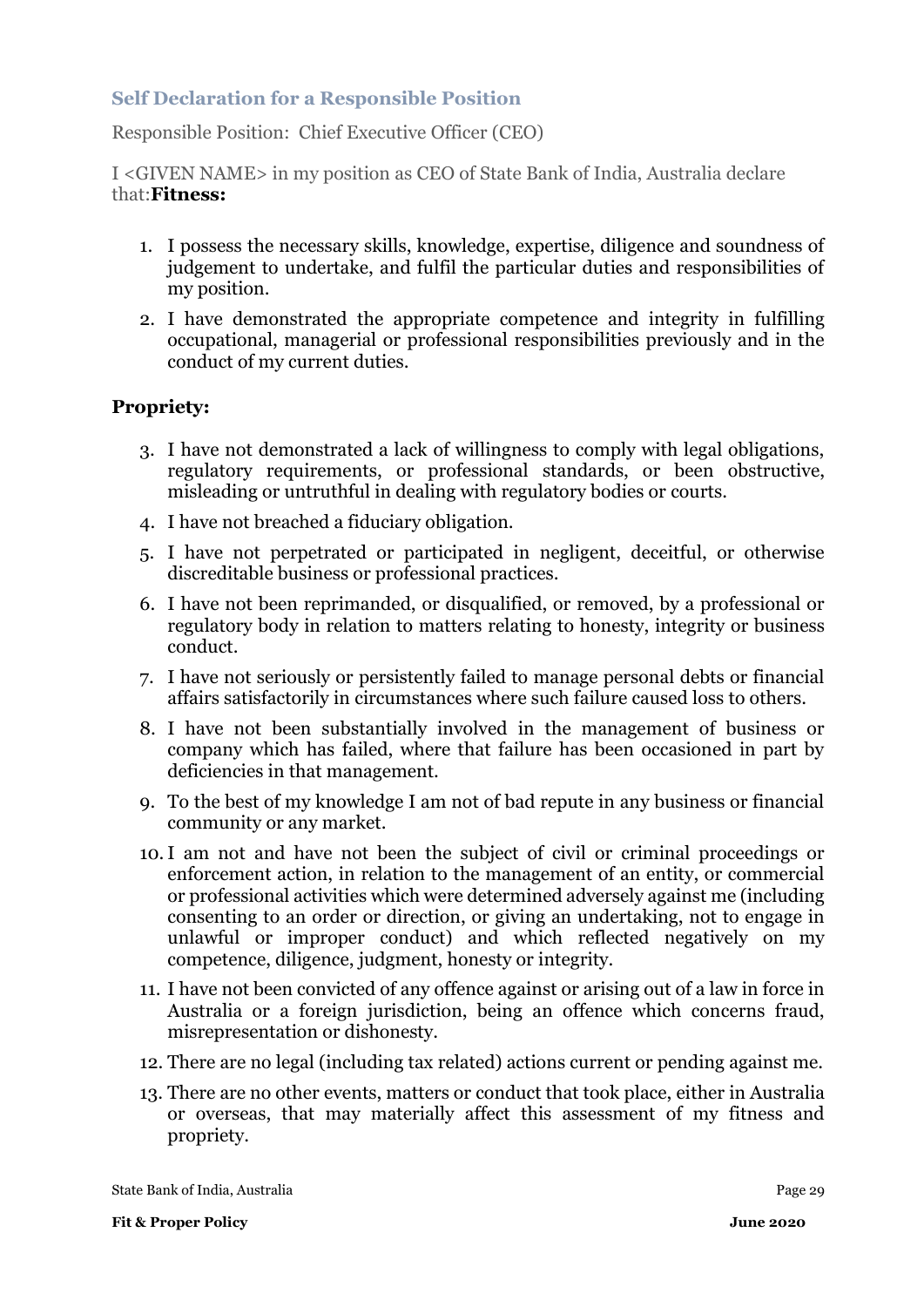### Self Declaration for a Responsible Position

Responsible Position: Chief Executive Officer (CEO)

I <GIVEN NAME> in my position as CEO of State Bank of India, Australia declare that:**Fitness:**

1. I possess the necessary skills, knowledge, expertise, diligence and soundness of judgement to undertake, and fulfil the particular duties and responsibilities of my position.
2. I have demonstrated the appropriate competence and integrity in fulfilling occupational, managerial or professional responsibilities previously and in the conduct of my current duties.

**Propriety:**

3. I have not demonstrated a lack of willingness to comply with legal obligations, regulatory requirements, or professional standards, or been obstructive, misleading or untruthful in dealing with regulatory bodies or courts.
4. I have not breached a fiduciary obligation.
5. I have not perpetrated or participated in negligent, deceitful, or otherwise discreditable business or professional practices.
6. I have not been reprimanded, or disqualified, or removed, by a professional or regulatory body in relation to matters relating to honesty, integrity or business conduct.
7. I have not seriously or persistently failed to manage personal debts or financial affairs satisfactorily in circumstances where such failure caused loss to others.
8. I have not been substantially involved in the management of business or company which has failed, where that failure has been occasioned in part by deficiencies in that management.
9. To the best of my knowledge I am not of bad repute in any business or financial community or any market.
10. I am not and have not been the subject of civil or criminal proceedings or enforcement action, in relation to the management of an entity, or commercial or professional activities which were determined adversely against me (including consenting to an order or direction, or giving an undertaking, not to engage in unlawful or improper conduct) and which reflected negatively on my competence, diligence, judgment, honesty or integrity.
11. I have not been convicted of any offence against or arising out of a law in force in Australia or a foreign jurisdiction, being an offence which concerns fraud, misrepresentation or dishonesty.
12. There are no legal (including tax related) actions current or pending against me.
13. There are no other events, matters or conduct that took place, either in Australia or overseas, that may materially affect this assessment of my fitness and propriety.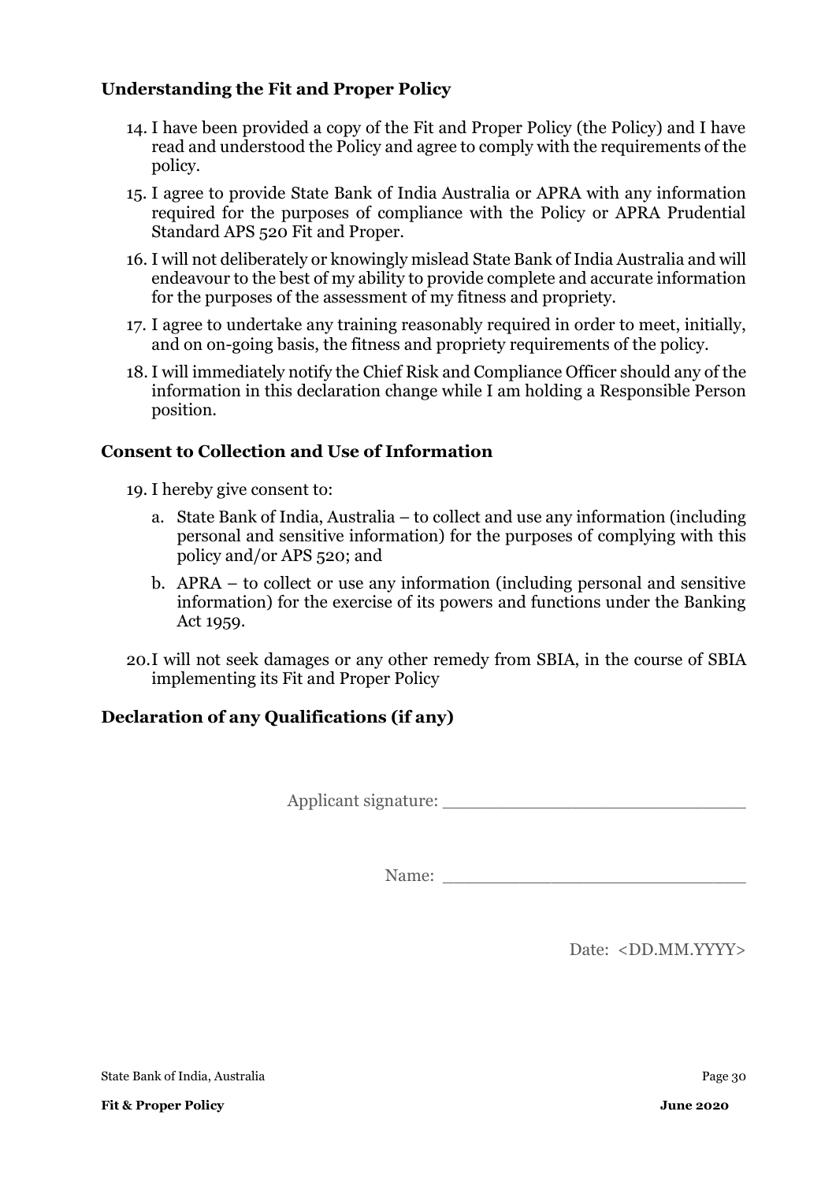### Understanding the Fit and Proper Policy

14. I have been provided a copy of the Fit and Proper Policy (the Policy) and I have read and understood the Policy and agree to comply with the requirements of the policy.
15. I agree to provide State Bank of India Australia or APRA with any information required for the purposes of compliance with the Policy or APRA Prudential Standard APS 520 Fit and Proper.
16. I will not deliberately or knowingly mislead State Bank of India Australia and will endeavour to the best of my ability to provide complete and accurate information for the purposes of the assessment of my fitness and propriety.
17. I agree to undertake any training reasonably required in order to meet, initially, and on on-going basis, the fitness and propriety requirements of the policy.
18. I will immediately notify the Chief Risk and Compliance Officer should any of the information in this declaration change while I am holding a Responsible Person position.

### Consent to Collection and Use of Information

19. I hereby give consent to:
    a. State Bank of India, Australia – to collect and use any information (including personal and sensitive information) for the purposes of complying with this policy and/or APS 520; and
    b. APRA – to collect or use any information (including personal and sensitive information) for the exercise of its powers and functions under the Banking Act 1959.
20. I will not seek damages or any other remedy from SBIA, in the course of SBIA implementing its Fit and Proper Policy

### Declaration of any Qualifications (if any)

Applicant signature: ____________________________

Name: ____________________________

Date: <DD.MM.YYYY>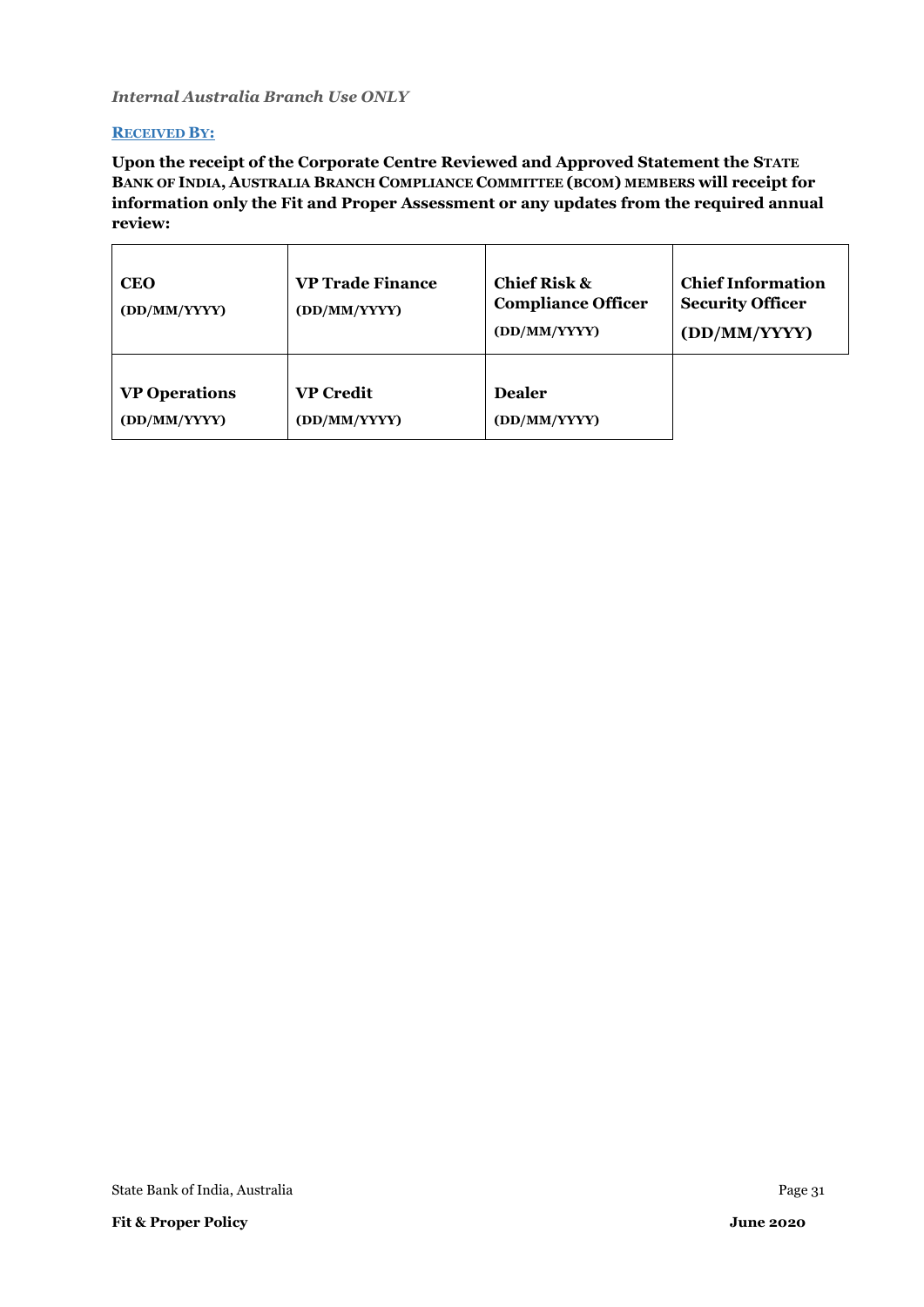*Internal Australia Branch Use ONLY*

**RECEIVED BY:**

**Upon the receipt of the Corporate Centre Reviewed and Approved Statement the STATE BANK OF INDIA, AUSTRALIA BRANCH COMPLIANCE COMMITTEE (BCOM) MEMBERS will receipt for information only the Fit and Proper Assessment or any updates from the required annual review:**

| **CEO** (DD/MM/YYYY) | **VP Trade Finance** (DD/MM/YYYY) | **Chief Risk & Compliance Officer** (DD/MM/YYYY) | **Chief Information Security Officer** (DD/MM/YYYY) |
|---|---|---|---|
| **VP Operations** (DD/MM/YYYY) | **VP Credit** (DD/MM/YYYY) | **Dealer** (DD/MM/YYYY) | |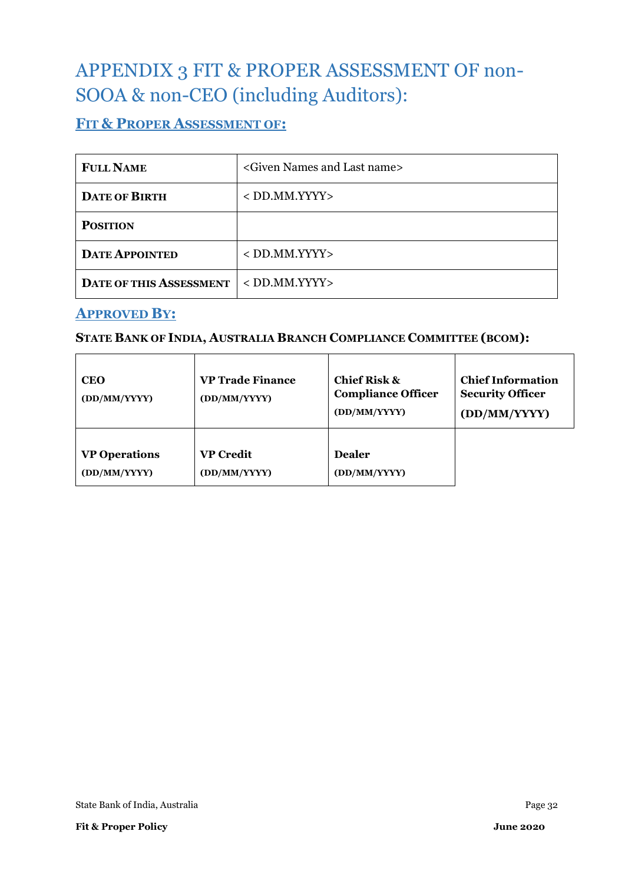# APPENDIX 3 FIT & PROPER ASSESSMENT OF non-SOOA & non-CEO (including Auditors):

## FIT & PROPER ASSESSMENT OF:

| **FULL NAME** | <Given Names and Last name> |
|---|---|
| **DATE OF BIRTH** | < DD.MM.YYYY> |
| **POSITION** | |
| **DATE APPOINTED** | < DD.MM.YYYY> |
| **DATE OF THIS ASSESSMENT** | < DD.MM.YYYY> |

## APPROVED BY:

**STATE BANK OF INDIA, AUSTRALIA BRANCH COMPLIANCE COMMITTEE (BCOM):**

| **CEO** **(DD/MM/YYYY)** | **VP Trade Finance** **(DD/MM/YYYY)** | **Chief Risk & Compliance Officer** **(DD/MM/YYYY)** | **Chief Information Security Officer** **(DD/MM/YYYY)** |
|---|---|---|---|
| **VP Operations** **(DD/MM/YYYY)** | **VP Credit** **(DD/MM/YYYY)** | **Dealer** **(DD/MM/YYYY)** | |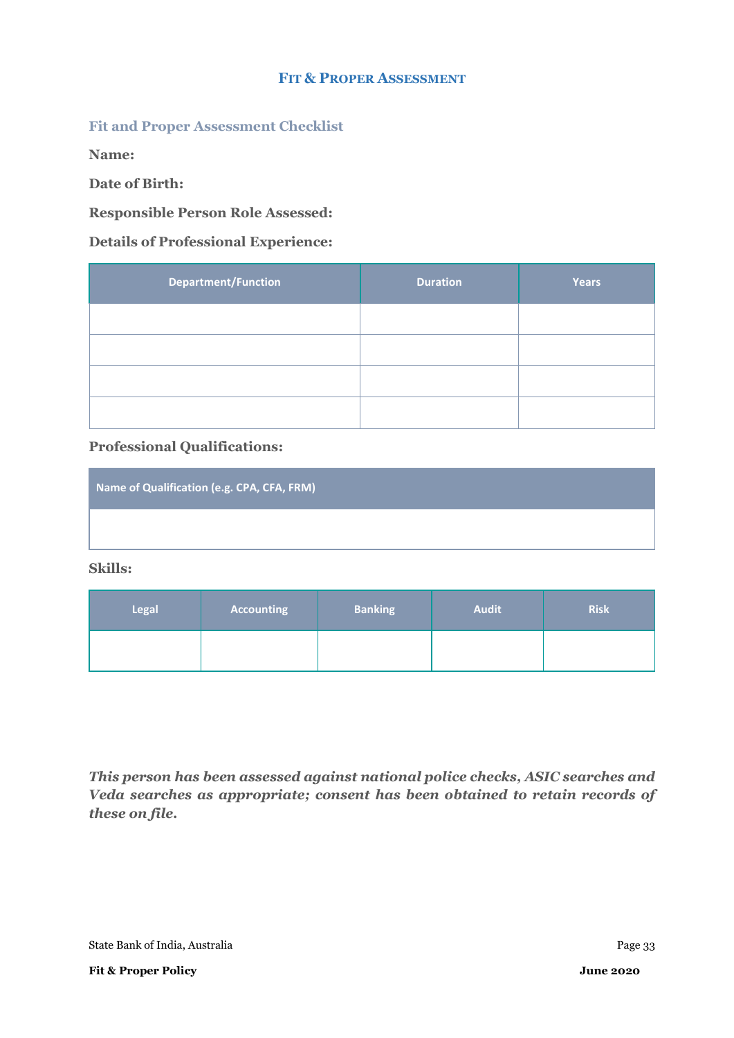# Fit & Proper Assessment

## Fit and Proper Assessment Checklist

**Name:**

**Date of Birth:**

**Responsible Person Role Assessed:**

**Details of Professional Experience:**

| Department/Function | Duration | Years |
|---|---|---|
| | | |
| | | |
| | | |
| | | |

**Professional Qualifications:**

| Name of Qualification (e.g. CPA, CFA, FRM) |
|---|
| |

**Skills:**

| Legal | Accounting | Banking | Audit | Risk |
|---|---|---|---|---|
| | | | | |

***This person has been assessed against national police checks, ASIC searches and Veda searches as appropriate; consent has been obtained to retain records of these on file.***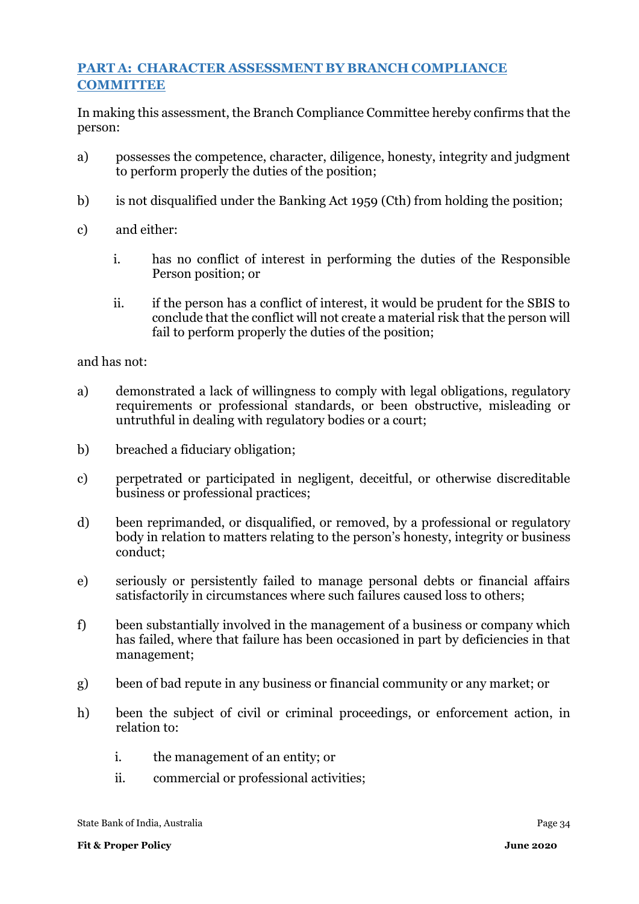## PART A: CHARACTER ASSESSMENT BY BRANCH COMPLIANCE COMMITTEE

In making this assessment, the Branch Compliance Committee hereby confirms that the person:

a) possesses the competence, character, diligence, honesty, integrity and judgment to perform properly the duties of the position;

b) is not disqualified under the Banking Act 1959 (Cth) from holding the position;

c) and either:

   i. has no conflict of interest in performing the duties of the Responsible Person position; or

   ii. if the person has a conflict of interest, it would be prudent for the SBIS to conclude that the conflict will not create a material risk that the person will fail to perform properly the duties of the position;

and has not:

a) demonstrated a lack of willingness to comply with legal obligations, regulatory requirements or professional standards, or been obstructive, misleading or untruthful in dealing with regulatory bodies or a court;

b) breached a fiduciary obligation;

c) perpetrated or participated in negligent, deceitful, or otherwise discreditable business or professional practices;

d) been reprimanded, or disqualified, or removed, by a professional or regulatory body in relation to matters relating to the person's honesty, integrity or business conduct;

e) seriously or persistently failed to manage personal debts or financial affairs satisfactorily in circumstances where such failures caused loss to others;

f) been substantially involved in the management of a business or company which has failed, where that failure has been occasioned in part by deficiencies in that management;

g) been of bad repute in any business or financial community or any market; or

h) been the subject of civil or criminal proceedings, or enforcement action, in relation to:

   i. the management of an entity; or

   ii. commercial or professional activities;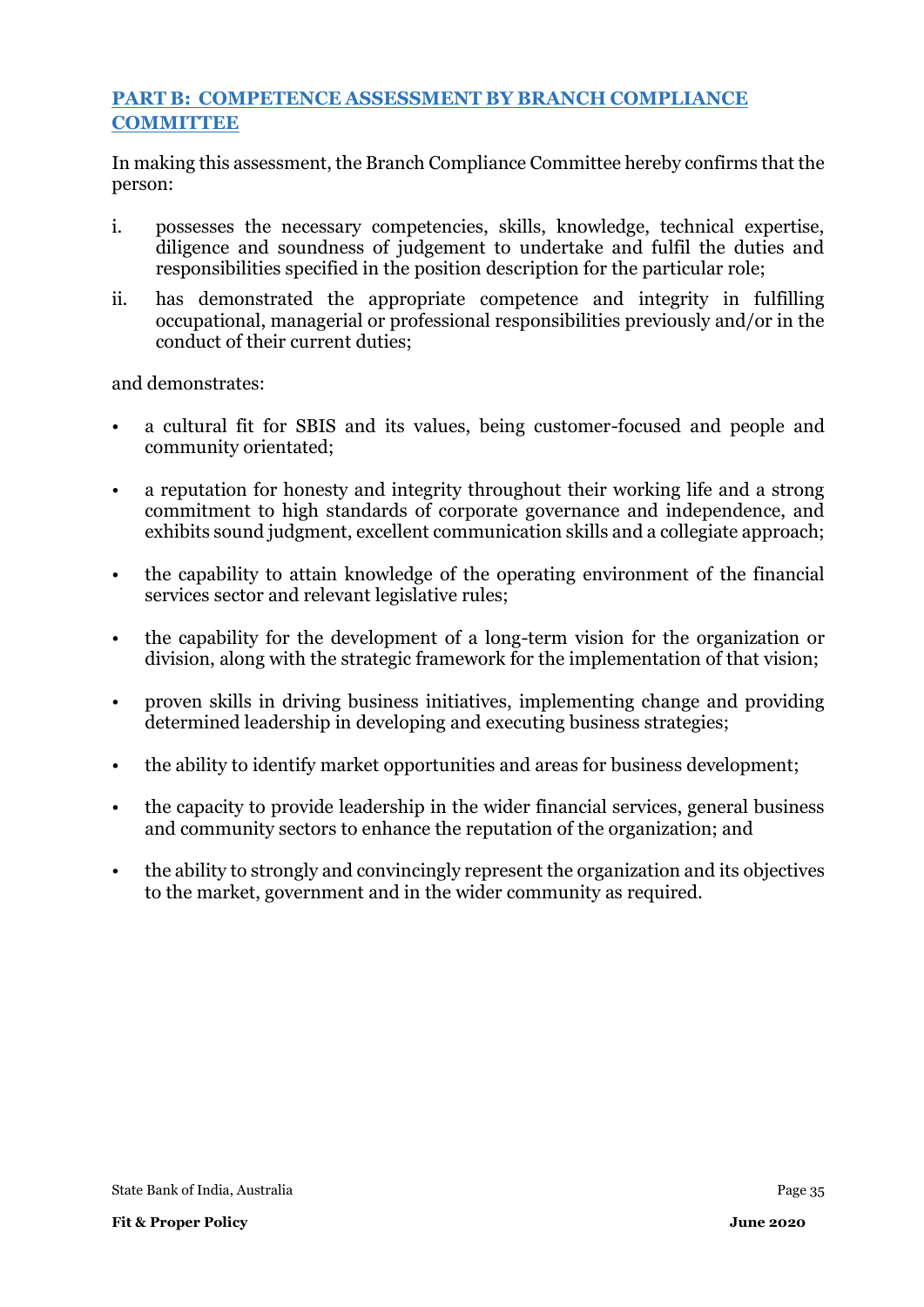## PART B: COMPETENCE ASSESSMENT BY BRANCH COMPLIANCE COMMITTEE

In making this assessment, the Branch Compliance Committee hereby confirms that the person:

i. possesses the necessary competencies, skills, knowledge, technical expertise, diligence and soundness of judgement to undertake and fulfil the duties and responsibilities specified in the position description for the particular role;

ii. has demonstrated the appropriate competence and integrity in fulfilling occupational, managerial or professional responsibilities previously and/or in the conduct of their current duties;

and demonstrates:

- a cultural fit for SBIS and its values, being customer-focused and people and community orientated;
- a reputation for honesty and integrity throughout their working life and a strong commitment to high standards of corporate governance and independence, and exhibits sound judgment, excellent communication skills and a collegiate approach;
- the capability to attain knowledge of the operating environment of the financial services sector and relevant legislative rules;
- the capability for the development of a long-term vision for the organization or division, along with the strategic framework for the implementation of that vision;
- proven skills in driving business initiatives, implementing change and providing determined leadership in developing and executing business strategies;
- the ability to identify market opportunities and areas for business development;
- the capacity to provide leadership in the wider financial services, general business and community sectors to enhance the reputation of the organization; and
- the ability to strongly and convincingly represent the organization and its objectives to the market, government and in the wider community as required.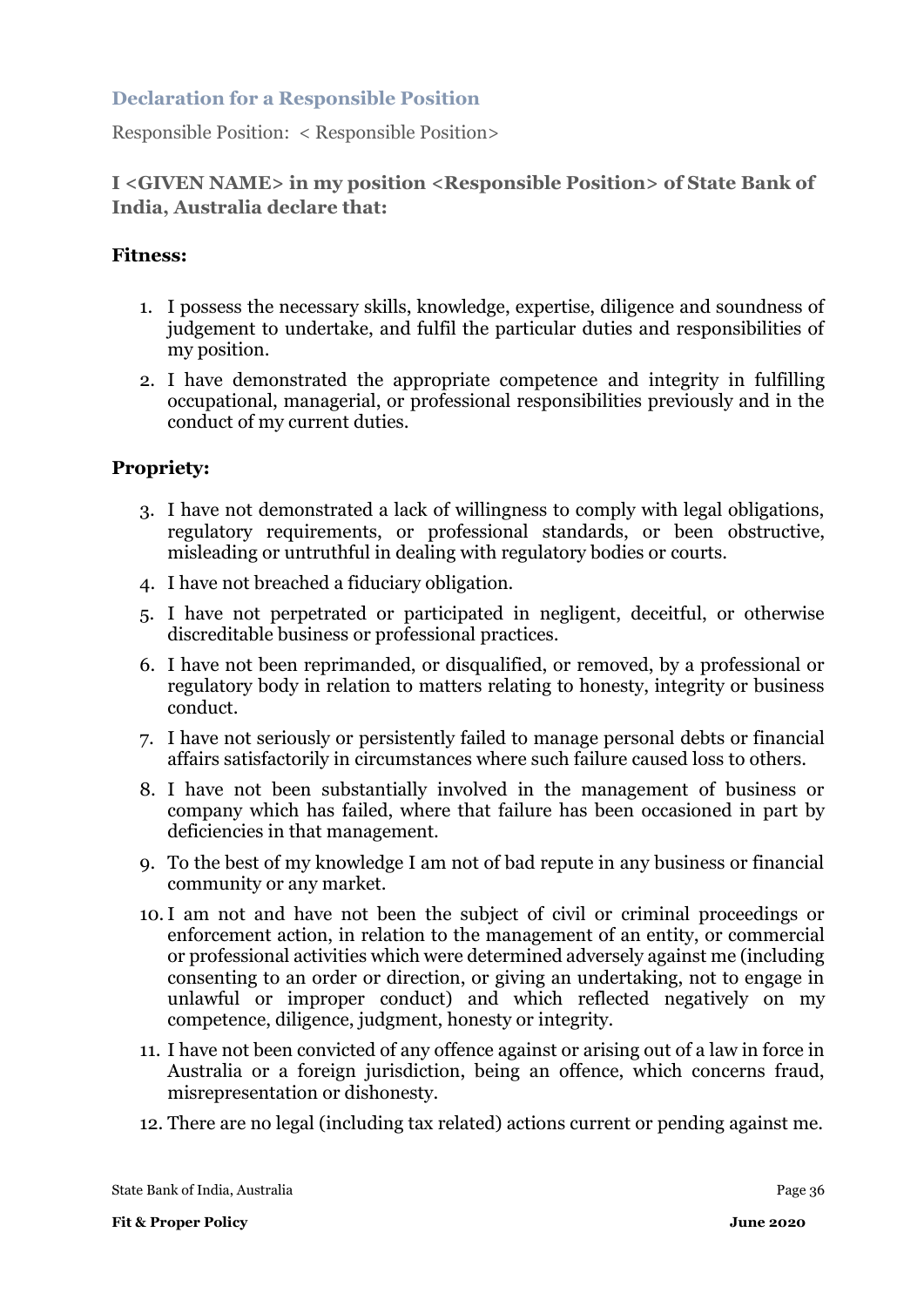## Declaration for a Responsible Position

Responsible Position: < Responsible Position>

**I <GIVEN NAME> in my position <Responsible Position> of State Bank of India, Australia declare that:**

**Fitness:**

1. I possess the necessary skills, knowledge, expertise, diligence and soundness of judgement to undertake, and fulfil the particular duties and responsibilities of my position.
2. I have demonstrated the appropriate competence and integrity in fulfilling occupational, managerial, or professional responsibilities previously and in the conduct of my current duties.

**Propriety:**

3. I have not demonstrated a lack of willingness to comply with legal obligations, regulatory requirements, or professional standards, or been obstructive, misleading or untruthful in dealing with regulatory bodies or courts.
4. I have not breached a fiduciary obligation.
5. I have not perpetrated or participated in negligent, deceitful, or otherwise discreditable business or professional practices.
6. I have not been reprimanded, or disqualified, or removed, by a professional or regulatory body in relation to matters relating to honesty, integrity or business conduct.
7. I have not seriously or persistently failed to manage personal debts or financial affairs satisfactorily in circumstances where such failure caused loss to others.
8. I have not been substantially involved in the management of business or company which has failed, where that failure has been occasioned in part by deficiencies in that management.
9. To the best of my knowledge I am not of bad repute in any business or financial community or any market.
10. I am not and have not been the subject of civil or criminal proceedings or enforcement action, in relation to the management of an entity, or commercial or professional activities which were determined adversely against me (including consenting to an order or direction, or giving an undertaking, not to engage in unlawful or improper conduct) and which reflected negatively on my competence, diligence, judgment, honesty or integrity.
11. I have not been convicted of any offence against or arising out of a law in force in Australia or a foreign jurisdiction, being an offence, which concerns fraud, misrepresentation or dishonesty.
12. There are no legal (including tax related) actions current or pending against me.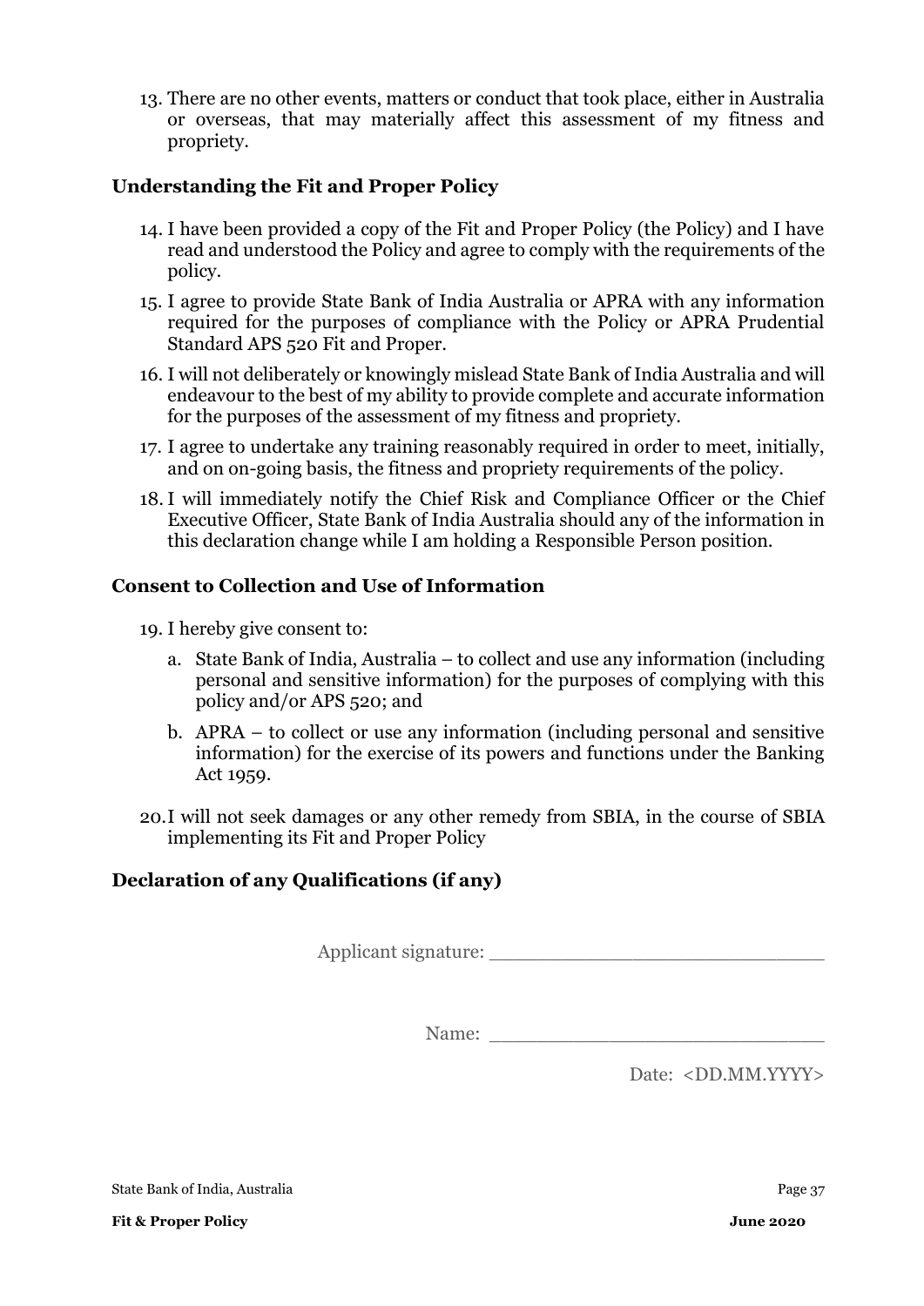13. There are no other events, matters or conduct that took place, either in Australia or overseas, that may materially affect this assessment of my fitness and propriety.

### Understanding the Fit and Proper Policy

14. I have been provided a copy of the Fit and Proper Policy (the Policy) and I have read and understood the Policy and agree to comply with the requirements of the policy.
15. I agree to provide State Bank of India Australia or APRA with any information required for the purposes of compliance with the Policy or APRA Prudential Standard APS 520 Fit and Proper.
16. I will not deliberately or knowingly mislead State Bank of India Australia and will endeavour to the best of my ability to provide complete and accurate information for the purposes of the assessment of my fitness and propriety.
17. I agree to undertake any training reasonably required in order to meet, initially, and on on-going basis, the fitness and propriety requirements of the policy.
18. I will immediately notify the Chief Risk and Compliance Officer or the Chief Executive Officer, State Bank of India Australia should any of the information in this declaration change while I am holding a Responsible Person position.

### Consent to Collection and Use of Information

19. I hereby give consent to:
    a. State Bank of India, Australia – to collect and use any information (including personal and sensitive information) for the purposes of complying with this policy and/or APS 520; and
    b. APRA – to collect or use any information (including personal and sensitive information) for the exercise of its powers and functions under the Banking Act 1959.
20. I will not seek damages or any other remedy from SBIA, in the course of SBIA implementing its Fit and Proper Policy

### Declaration of any Qualifications (if any)

Applicant signature: ____________________________

Name: ____________________________

Date: <DD.MM.YYYY>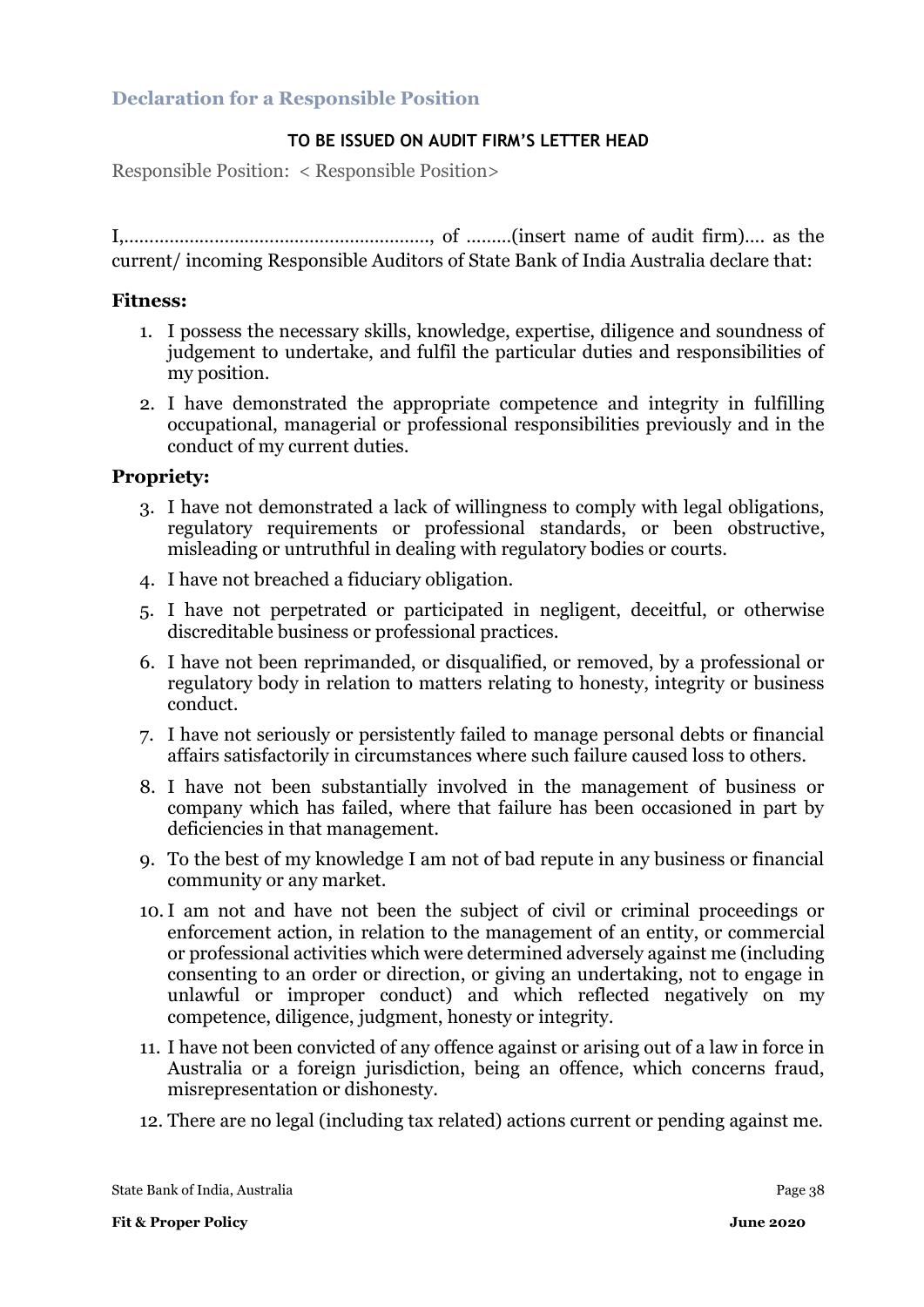## Declaration for a Responsible Position

**TO BE ISSUED ON AUDIT FIRM'S LETTER HEAD**

Responsible Position: < Responsible Position>

I,……………………………………………………, of ………(insert name of audit firm)…. as the current/ incoming Responsible Auditors of State Bank of India Australia declare that:

**Fitness:**

1. I possess the necessary skills, knowledge, expertise, diligence and soundness of judgement to undertake, and fulfil the particular duties and responsibilities of my position.
2. I have demonstrated the appropriate competence and integrity in fulfilling occupational, managerial or professional responsibilities previously and in the conduct of my current duties.

**Propriety:**

3. I have not demonstrated a lack of willingness to comply with legal obligations, regulatory requirements or professional standards, or been obstructive, misleading or untruthful in dealing with regulatory bodies or courts.
4. I have not breached a fiduciary obligation.
5. I have not perpetrated or participated in negligent, deceitful, or otherwise discreditable business or professional practices.
6. I have not been reprimanded, or disqualified, or removed, by a professional or regulatory body in relation to matters relating to honesty, integrity or business conduct.
7. I have not seriously or persistently failed to manage personal debts or financial affairs satisfactorily in circumstances where such failure caused loss to others.
8. I have not been substantially involved in the management of business or company which has failed, where that failure has been occasioned in part by deficiencies in that management.
9. To the best of my knowledge I am not of bad repute in any business or financial community or any market.
10. I am not and have not been the subject of civil or criminal proceedings or enforcement action, in relation to the management of an entity, or commercial or professional activities which were determined adversely against me (including consenting to an order or direction, or giving an undertaking, not to engage in unlawful or improper conduct) and which reflected negatively on my competence, diligence, judgment, honesty or integrity.
11. I have not been convicted of any offence against or arising out of a law in force in Australia or a foreign jurisdiction, being an offence, which concerns fraud, misrepresentation or dishonesty.
12. There are no legal (including tax related) actions current or pending against me.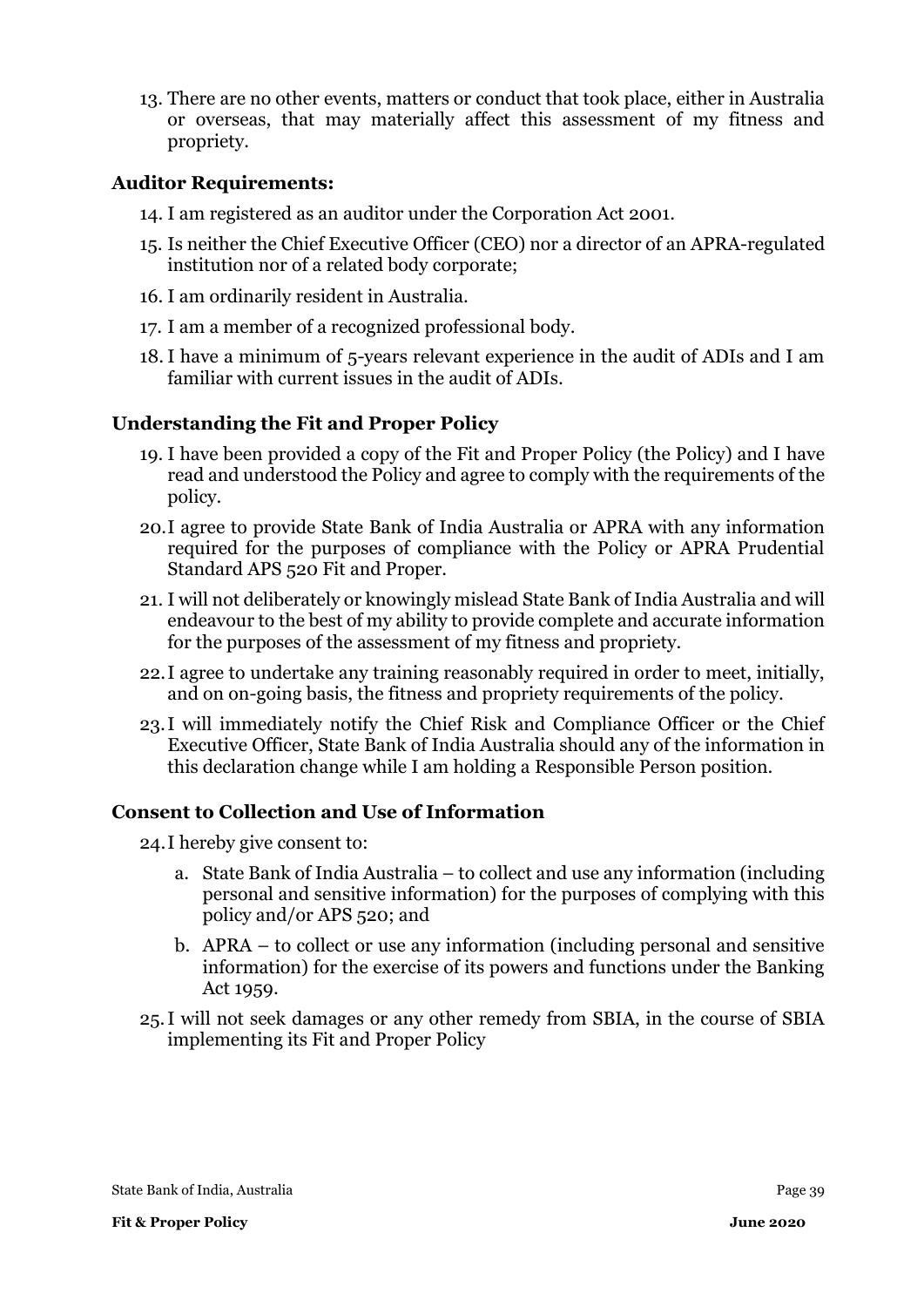13. There are no other events, matters or conduct that took place, either in Australia or overseas, that may materially affect this assessment of my fitness and propriety.

### Auditor Requirements:

14. I am registered as an auditor under the Corporation Act 2001.
15. Is neither the Chief Executive Officer (CEO) nor a director of an APRA-regulated institution nor of a related body corporate;
16. I am ordinarily resident in Australia.
17. I am a member of a recognized professional body.
18. I have a minimum of 5-years relevant experience in the audit of ADIs and I am familiar with current issues in the audit of ADIs.

### Understanding the Fit and Proper Policy

19. I have been provided a copy of the Fit and Proper Policy (the Policy) and I have read and understood the Policy and agree to comply with the requirements of the policy.
20. I agree to provide State Bank of India Australia or APRA with any information required for the purposes of compliance with the Policy or APRA Prudential Standard APS 520 Fit and Proper.
21. I will not deliberately or knowingly mislead State Bank of India Australia and will endeavour to the best of my ability to provide complete and accurate information for the purposes of the assessment of my fitness and propriety.
22. I agree to undertake any training reasonably required in order to meet, initially, and on on-going basis, the fitness and propriety requirements of the policy.
23. I will immediately notify the Chief Risk and Compliance Officer or the Chief Executive Officer, State Bank of India Australia should any of the information in this declaration change while I am holding a Responsible Person position.

### Consent to Collection and Use of Information

24. I hereby give consent to:
    a. State Bank of India Australia – to collect and use any information (including personal and sensitive information) for the purposes of complying with this policy and/or APS 520; and
    b. APRA – to collect or use any information (including personal and sensitive information) for the exercise of its powers and functions under the Banking Act 1959.
25. I will not seek damages or any other remedy from SBIA, in the course of SBIA implementing its Fit and Proper Policy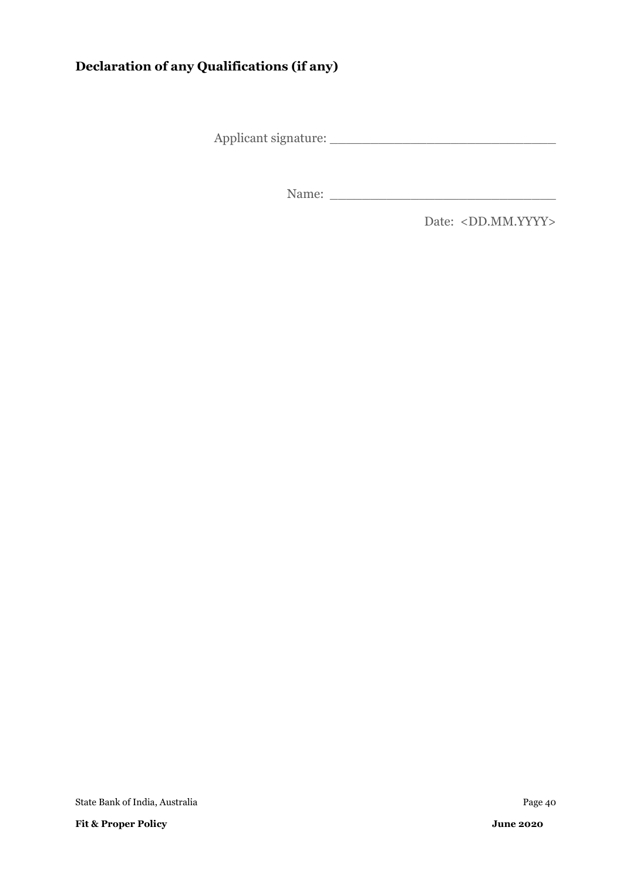**Declaration of any Qualifications (if any)**

Applicant signature: ____________________________

Name: ____________________________

Date: <DD.MM.YYYY>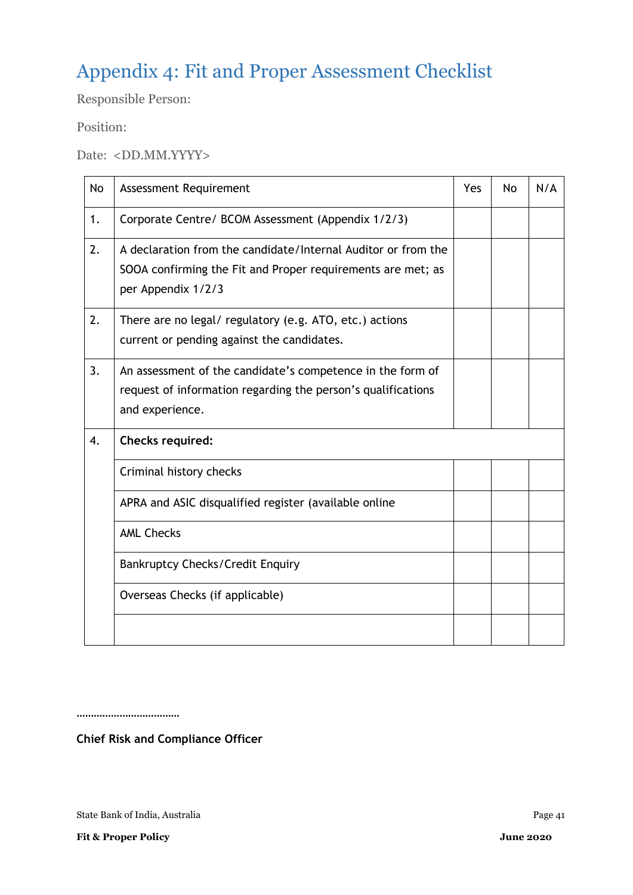# Appendix 4: Fit and Proper Assessment Checklist

Responsible Person:

Position:

Date: <DD.MM.YYYY>

| No | Assessment Requirement | Yes | No | N/A |
|---|---|---|---|---|
| 1. | Corporate Centre/ BCOM Assessment (Appendix 1/2/3) | | | |
| 2. | A declaration from the candidate/Internal Auditor or from the SOOA confirming the Fit and Proper requirements are met; as per Appendix 1/2/3 | | | |
| 2. | There are no legal/ regulatory (e.g. ATO, etc.) actions current or pending against the candidates. | | | |
| 3. | An assessment of the candidate's competence in the form of request of information regarding the person's qualifications and experience. | | | |
| 4. | **Checks required:** | | | |
| | Criminal history checks | | | |
| | APRA and ASIC disqualified register (available online | | | |
| | AML Checks | | | |
| | Bankruptcy Checks/Credit Enquiry | | | |
| | Overseas Checks (if applicable) | | | |
| | | | | |

…………………………….

**Chief Risk and Compliance Officer**